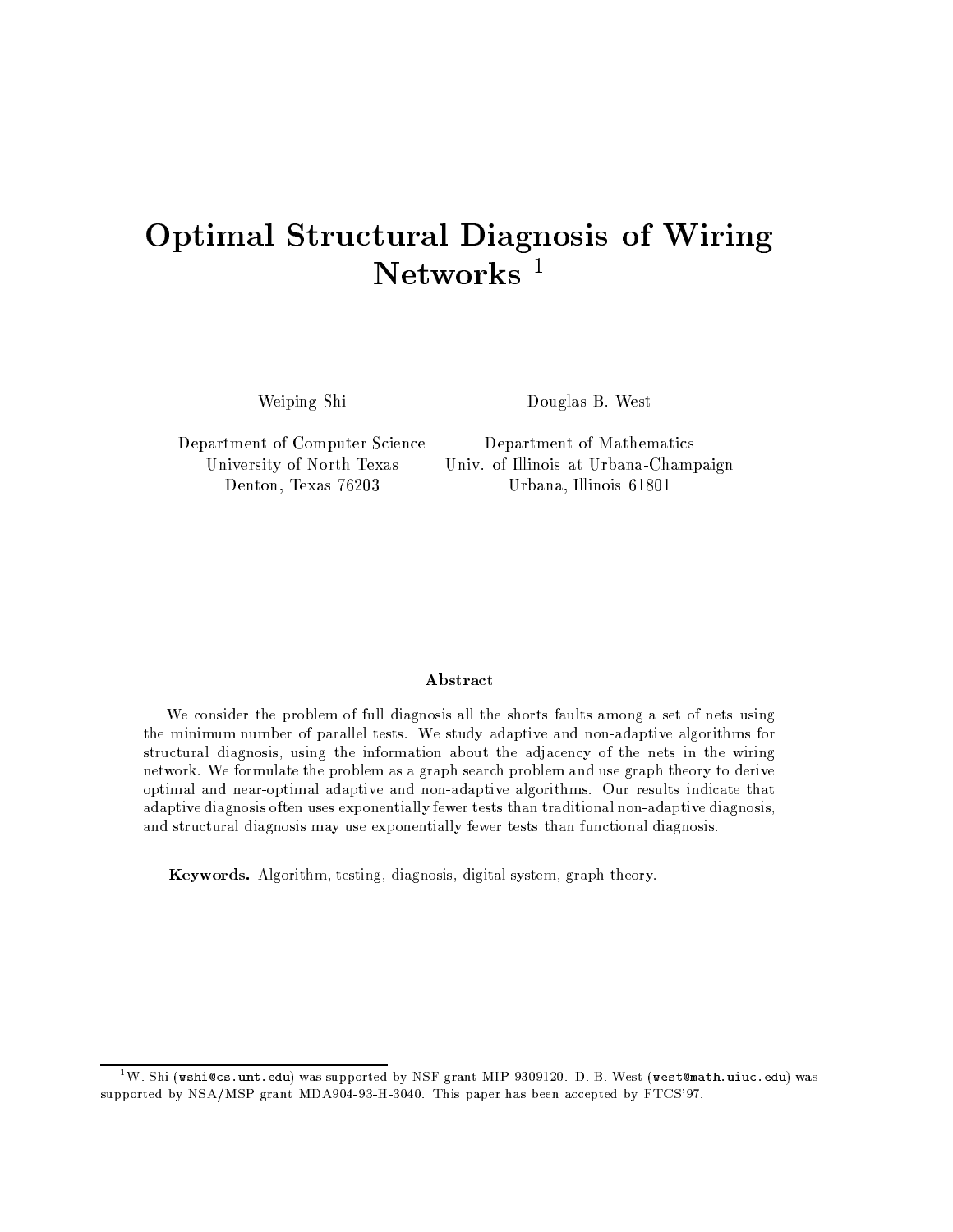# Optimal Structural Diagnosis of Wiring Networks [1]

Weiping Shi

Department of Computer Science
University of North Texas
Denton, Texas 76203

Douglas B. West

Department of Mathematics
Univ. of Illinois at Urbana-Champaign
Urbana, Illinois 61801

## Abstract

We consider the problem of full diagnosis all the shorts faults among a set of nets using the minimum number of parallel tests. We study adaptive and non-adaptive algorithms for structural diagnosis, using the information about the adjacency of the nets in the wiring network. We formulate the problem as a graph search problem and use graph theory to derive optimal and near-optimal adaptive and non-adaptive algorithms. Our results indicate that adaptive diagnosis often uses exponentially fewer tests than traditional non-adaptive diagnosis, and structural diagnosis may use exponentially fewer tests than functional diagnosis.

**Keywords.** Algorithm, testing, diagnosis, digital system, graph theory.

---

[1] W. Shi (`wshi@cs.unt.edu`) was supported by NSF grant MIP-9309120. D. B. West (`west@math.uiuc.edu`) was supported by NSA/MSP grant MDA904-93-H-3040. This paper has been accepted by FTCS'97.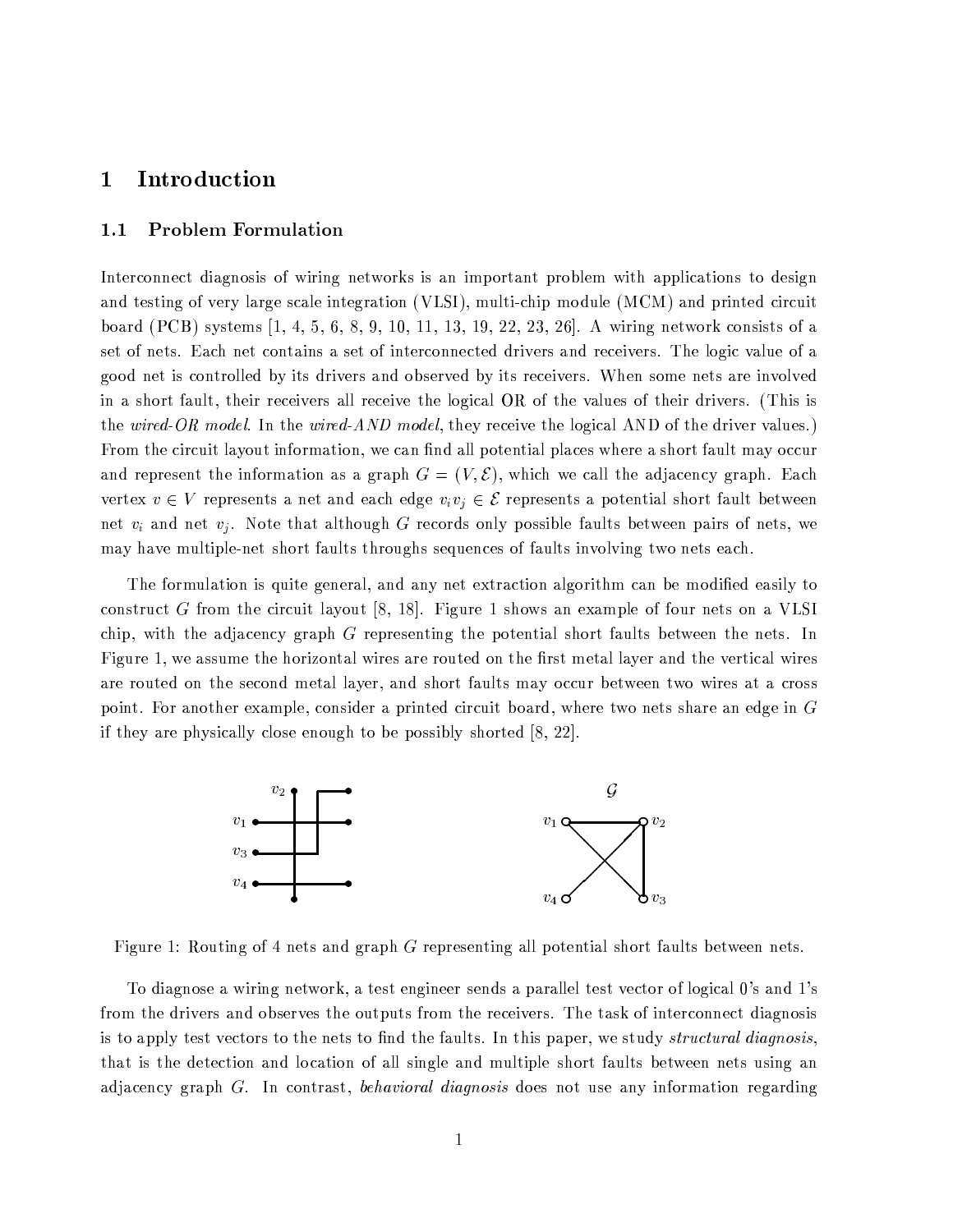# 1 Introduction

## 1.1 Problem Formulation

Interconnect diagnosis of wiring networks is an important problem with applications to design and testing of very large scale integration (VLSI), multi-chip module (MCM) and printed circuit board (PCB) systems [1, 4, 5, 6, 8, 9, 10, 11, 13, 19, 22, 23, 26]. A wiring network consists of a set of nets. Each net contains a set of interconnected drivers and receivers. The logic value of a good net is controlled by its drivers and observed by its receivers. When some nets are involved in a short fault, their receivers all receive the logical OR of the values of their drivers. (This is the *wired-OR model*. In the *wired-AND model*, they receive the logical AND of the driver values.) From the circuit layout information, we can find all potential places where a short fault may occur and represent the information as a graph $G = (V, \mathcal{E})$, which we call the adjacency graph. Each vertex $v \in V$ represents a net and each edge $v_i v_j \in \mathcal{E}$ represents a potential short fault between net $v_i$ and net $v_j$. Note that although $G$ records only possible faults between pairs of nets, we may have multiple-net short faults throughs sequences of faults involving two nets each.

The formulation is quite general, and any net extraction algorithm can be modified easily to construct $G$ from the circuit layout [8, 18]. Figure 1 shows an example of four nets on a VLSI chip, with the adjacency graph $G$ representing the potential short faults between the nets. In Figure 1, we assume the horizontal wires are routed on the first metal layer and the vertical wires are routed on the second metal layer, and short faults may occur between two wires at a cross point. For another example, consider a printed circuit board, where two nets share an edge in $G$ if they are physically close enough to be possibly shorted [8, 22].

Figure 1: Routing of 4 nets and graph $G$ representing all potential short faults between nets.

To diagnose a wiring network, a test engineer sends a parallel test vector of logical 0's and 1's from the drivers and observes the outputs from the receivers. The task of interconnect diagnosis is to apply test vectors to the nets to find the faults. In this paper, we study *structural diagnosis*, that is the detection and location of all single and multiple short faults between nets using an adjacency graph $G$. In contrast, *behavioral diagnosis* does not use any information regarding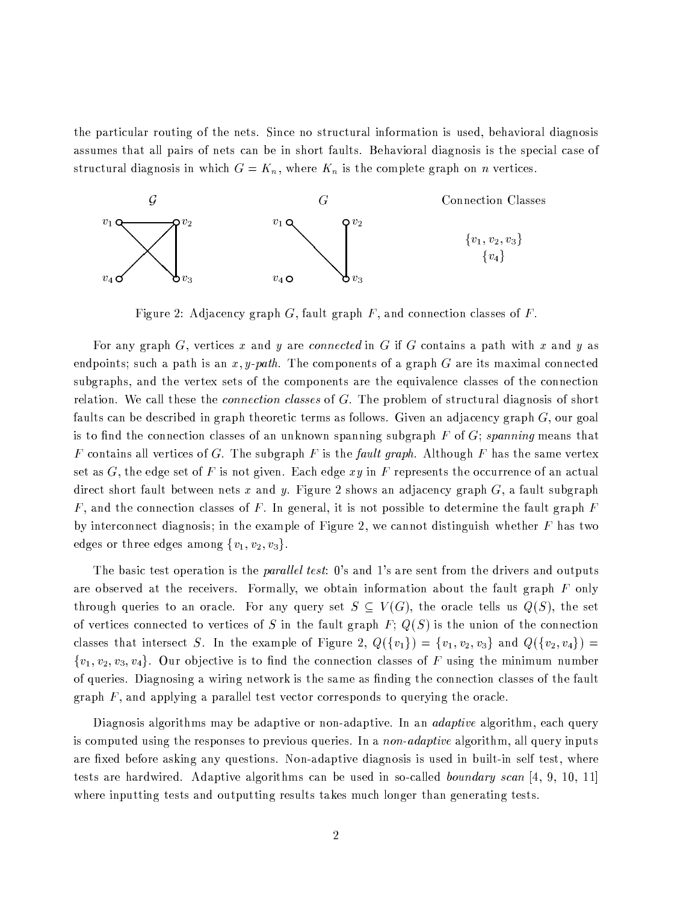the particular routing of the nets. Since no structural information is used, behavioral diagnosis assumes that all pairs of nets can be in short faults. Behavioral diagnosis is the special case of structural diagnosis in which $G = K_n$, where $K_n$ is the complete graph on $n$ vertices.

Figure 2: Adjacency graph $G$, fault graph $F$, and connection classes of $F$.

For any graph $G$, vertices $x$ and $y$ are *connected* in $G$ if $G$ contains a path with $x$ and $y$ as endpoints; such a path is an *$x, y$-path*. The components of a graph $G$ are its maximal connected subgraphs, and the vertex sets of the components are the equivalence classes of the connection relation. We call these the *connection classes* of $G$. The problem of structural diagnosis of short faults can be described in graph theoretic terms as follows. Given an adjacency graph $G$, our goal is to find the connection classes of an unknown spanning subgraph $F$ of $G$; *spanning* means that $F$ contains all vertices of $G$. The subgraph $F$ is the *fault graph*. Although $F$ has the same vertex set as $G$, the edge set of $F$ is not given. Each edge $xy$ in $F$ represents the occurrence of an actual direct short fault between nets $x$ and $y$. Figure 2 shows an adjacency graph $G$, a fault subgraph $F$, and the connection classes of $F$. In general, it is not possible to determine the fault graph $F$ by interconnect diagnosis; in the example of Figure 2, we cannot distinguish whether $F$ has two edges or three edges among $\{v_1, v_2, v_3\}$.

The basic test operation is the *parallel test*: 0's and 1's are sent from the drivers and outputs are observed at the receivers. Formally, we obtain information about the fault graph $F$ only through queries to an oracle. For any query set $S \subseteq V(G)$, the oracle tells us $Q(S)$, the set of vertices connected to vertices of $S$ in the fault graph $F$; $Q(S)$ is the union of the connection classes that intersect $S$. In the example of Figure 2, $Q(\{v_1\}) = \{v_1, v_2, v_3\}$ and $Q(\{v_2, v_4\}) = \{v_1, v_2, v_3, v_4\}$. Our objective is to find the connection classes of $F$ using the minimum number of queries. Diagnosing a wiring network is the same as finding the connection classes of the fault graph $F$, and applying a parallel test vector corresponds to querying the oracle.

Diagnosis algorithms may be adaptive or non-adaptive. In an *adaptive* algorithm, each query is computed using the responses to previous queries. In a *non-adaptive* algorithm, all query inputs are fixed before asking any questions. Non-adaptive diagnosis is used in built-in self test, where tests are hardwired. Adaptive algorithms can be used in so-called *boundary scan* [4, 9, 10, 11] where inputting tests and outputting results takes much longer than generating tests.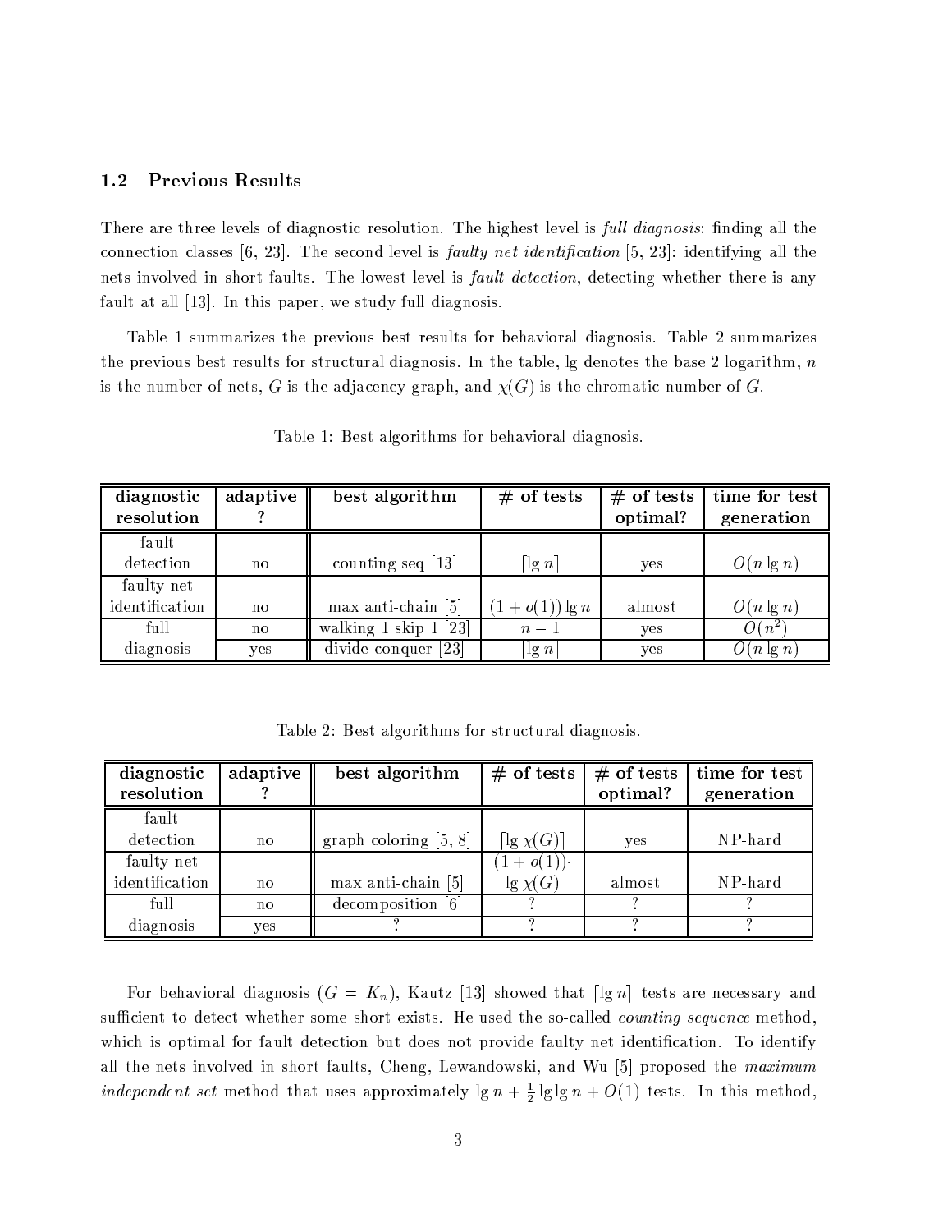### 1.2 Previous Results

There are three levels of diagnostic resolution. The highest level is *full diagnosis*: finding all the connection classes [6, 23]. The second level is *faulty net identification* [5, 23]: identifying all the nets involved in short faults. The lowest level is *fault detection*, detecting whether there is any fault at all [13]. In this paper, we study full diagnosis.

Table 1 summarizes the previous best results for behavioral diagnosis. Table 2 summarizes the previous best results for structural diagnosis. In the table, lg denotes the base 2 logarithm, $n$ is the number of nets, $G$ is the adjacency graph, and $\chi(G)$ is the chromatic number of $G$.

Table 1: Best algorithms for behavioral diagnosis.

| diagnostic resolution | adaptive ? | best algorithm | # of tests | # of tests optimal? | time for test generation |
|---|---|---|---|---|---|
| fault detection | no | counting seq [13] | $\lceil \lg n \rceil$ | yes | $O(n \lg n)$ |
| faulty net identification | no | max anti-chain [5] | $(1 + o(1)) \lg n$ | almost | $O(n \lg n)$ |
| full diagnosis | no | walking 1 skip 1 [23] | $n - 1$ | yes | $O(n^2)$ |
| | yes | divide conquer [23] | $\lceil \lg n \rceil$ | yes | $O(n \lg n)$ |

Table 2: Best algorithms for structural diagnosis.

| diagnostic resolution | adaptive ? | best algorithm | # of tests | # of tests optimal? | time for test generation |
|---|---|---|---|---|---|
| fault detection | no | graph coloring [5, 8] | $\lceil \lg \chi(G) \rceil$ | yes | NP-hard |
| faulty net identification | no | max anti-chain [5] | $(1 + o(1)) \cdot \lg \chi(G)$ | almost | NP-hard |
| full diagnosis | no | decomposition [6] | ? | ? | ? |
| | yes | ? | ? | ? | ? |

For behavioral diagnosis ($G = K_n$), Kautz [13] showed that $\lceil \lg n \rceil$ tests are necessary and sufficient to detect whether some short exists. He used the so-called *counting sequence* method, which is optimal for fault detection but does not provide faulty net identification. To identify all the nets involved in short faults, Cheng, Lewandowski, and Wu [5] proposed the *maximum independent set* method that uses approximately $\lg n + \frac{1}{2} \lg \lg n + O(1)$ tests. In this method,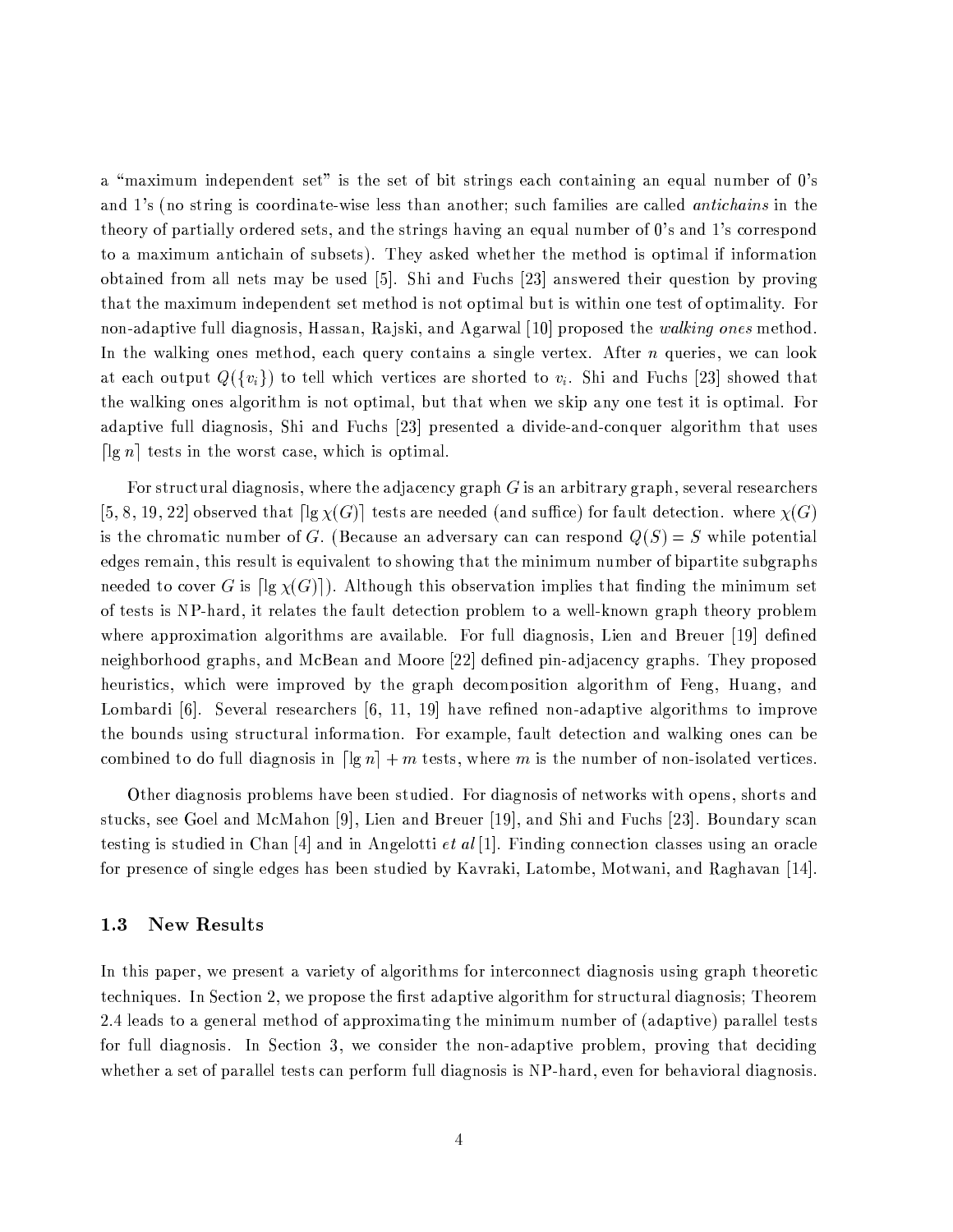a "maximum independent set" is the set of bit strings each containing an equal number of 0's and 1's (no string is coordinate-wise less than another; such families are called *antichains* in the theory of partially ordered sets, and the strings having an equal number of 0's and 1's correspond to a maximum antichain of subsets). They asked whether the method is optimal if information obtained from all nets may be used [5]. Shi and Fuchs [23] answered their question by proving that the maximum independent set method is not optimal but is within one test of optimality. For non-adaptive full diagnosis, Hassan, Rajski, and Agarwal [10] proposed the *walking ones* method. In the walking ones method, each query contains a single vertex. After $n$ queries, we can look at each output $Q(\{v_i\})$ to tell which vertices are shorted to $v_i$. Shi and Fuchs [23] showed that the walking ones algorithm is not optimal, but that when we skip any one test it is optimal. For adaptive full diagnosis, Shi and Fuchs [23] presented a divide-and-conquer algorithm that uses $\lceil \lg n \rceil$ tests in the worst case, which is optimal.

For structural diagnosis, where the adjacency graph $G$ is an arbitrary graph, several researchers [5, 8, 19, 22] observed that $\lceil \lg \chi(G) \rceil$ tests are needed (and suffice) for fault detection. where $\chi(G)$ is the chromatic number of $G$. (Because an adversary can can respond $Q(S) = S$ while potential edges remain, this result is equivalent to showing that the minimum number of bipartite subgraphs needed to cover $G$ is $\lceil \lg \chi(G) \rceil$). Although this observation implies that finding the minimum set of tests is NP-hard, it relates the fault detection problem to a well-known graph theory problem where approximation algorithms are available. For full diagnosis, Lien and Breuer [19] defined neighborhood graphs, and McBean and Moore [22] defined pin-adjacency graphs. They proposed heuristics, which were improved by the graph decomposition algorithm of Feng, Huang, and Lombardi [6]. Several researchers [6, 11, 19] have refined non-adaptive algorithms to improve the bounds using structural information. For example, fault detection and walking ones can be combined to do full diagnosis in $\lceil \lg n \rceil + m$ tests, where $m$ is the number of non-isolated vertices.

Other diagnosis problems have been studied. For diagnosis of networks with opens, shorts and stucks, see Goel and McMahon [9], Lien and Breuer [19], and Shi and Fuchs [23]. Boundary scan testing is studied in Chan [4] and in Angelotti *et al* [1]. Finding connection classes using an oracle for presence of single edges has been studied by Kavraki, Latombe, Motwani, and Raghavan [14].

### 1.3 New Results

In this paper, we present a variety of algorithms for interconnect diagnosis using graph theoretic techniques. In Section 2, we propose the first adaptive algorithm for structural diagnosis; Theorem 2.4 leads to a general method of approximating the minimum number of (adaptive) parallel tests for full diagnosis. In Section 3, we consider the non-adaptive problem, proving that deciding whether a set of parallel tests can perform full diagnosis is NP-hard, even for behavioral diagnosis.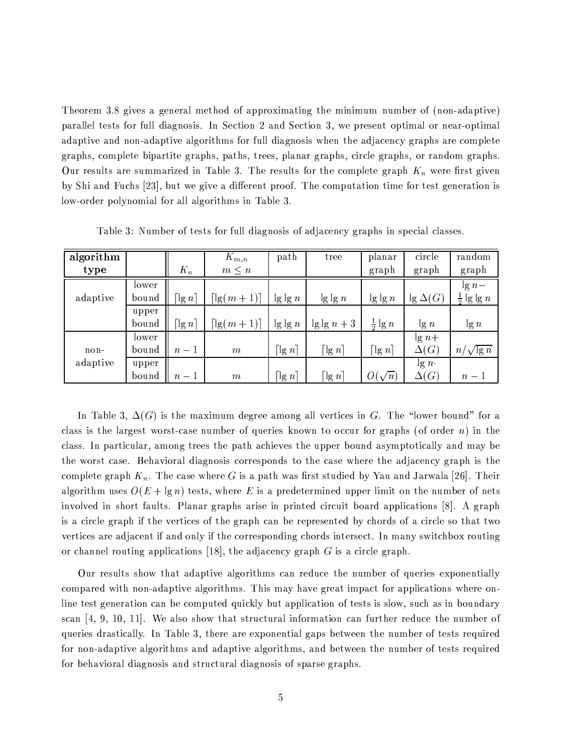Theorem 3.8 gives a general method of approximating the minimum number of (non-adaptive) parallel tests for full diagnosis. In Section 2 and Section 3, we present optimal or near-optimal adaptive and non-adaptive algorithms for full diagnosis when the adjacency graphs are complete graphs, complete bipartite graphs, paths, trees, planar graphs, circle graphs, or random graphs. Our results are summarized in Table 3. The results for the complete graph $K_n$ were first given by Shi and Fuchs [23], but we give a different proof. The computation time for test generation is low-order polynomial for all algorithms in Table 3.

Table 3: Number of tests for full diagnosis of adjacency graphs in special classes.

| **algorithm type** | | $K_n$ | $K_{m,n}$ $m \le n$ | path | tree | planar graph | circle graph | random graph |
|---|---|---|---|---|---|---|---|---|
| adaptive | lower bound | $\lceil \lg n \rceil$ | $\lceil \lg(m+1) \rceil$ | $\lg \lg n$ | $\lg \lg n$ | $\lg \lg n$ | $\lg \Delta(G)$ | $\lg n - \frac{1}{2} \lg \lg n$ |
| | upper bound | $\lceil \lg n \rceil$ | $\lceil \lg(m+1) \rceil$ | $\lg \lg n$ | $\lg \lg n + 3$ | $\frac{1}{2} \lg n$ | $\lg n$ | $\lg n$ |
| non-adaptive | lower bound | $n-1$ | $m$ | $\lceil \lg n \rceil$ | $\lceil \lg n \rceil$ | $\lceil \lg n \rceil$ | $\lg n + \Delta(G)$ | $n/\sqrt{\lg n}$ |
| | upper bound | $n-1$ | $m$ | $\lceil \lg n \rceil$ | $\lceil \lg n \rceil$ | $O(\sqrt{n})$ | $\lg n \cdot \Delta(G)$ | $n-1$ |

In Table 3, $\Delta(G)$ is the maximum degree among all vertices in $G$. The "lower bound" for a class is the largest worst-case number of queries known to occur for graphs (of order $n$) in the class. In particular, among trees the path achieves the upper bound asymptotically and may be the worst case. Behavioral diagnosis corresponds to the case where the adjacency graph is the complete graph $K_n$. The case where $G$ is a path was first studied by Yau and Jarwala [26]. Their algorithm uses $O(E + \lg n)$ tests, where $E$ is a predetermined upper limit on the number of nets involved in short faults. Planar graphs arise in printed circuit board applications [8]. A graph is a circle graph if the vertices of the graph can be represented by chords of a circle so that two vertices are adjacent if and only if the corresponding chords intersect. In many switchbox routing or channel routing applications [18], the adjacency graph $G$ is a circle graph.

Our results show that adaptive algorithms can reduce the number of queries exponentially compared with non-adaptive algorithms. This may have great impact for applications where on-line test generation can be computed quickly but application of tests is slow, such as in boundary scan [4, 9, 10, 11]. We also show that structural information can further reduce the number of queries drastically. In Table 3, there are exponential gaps between the number of tests required for non-adaptive algorithms and adaptive algorithms, and between the number of tests required for behavioral diagnosis and structural diagnosis of sparse graphs.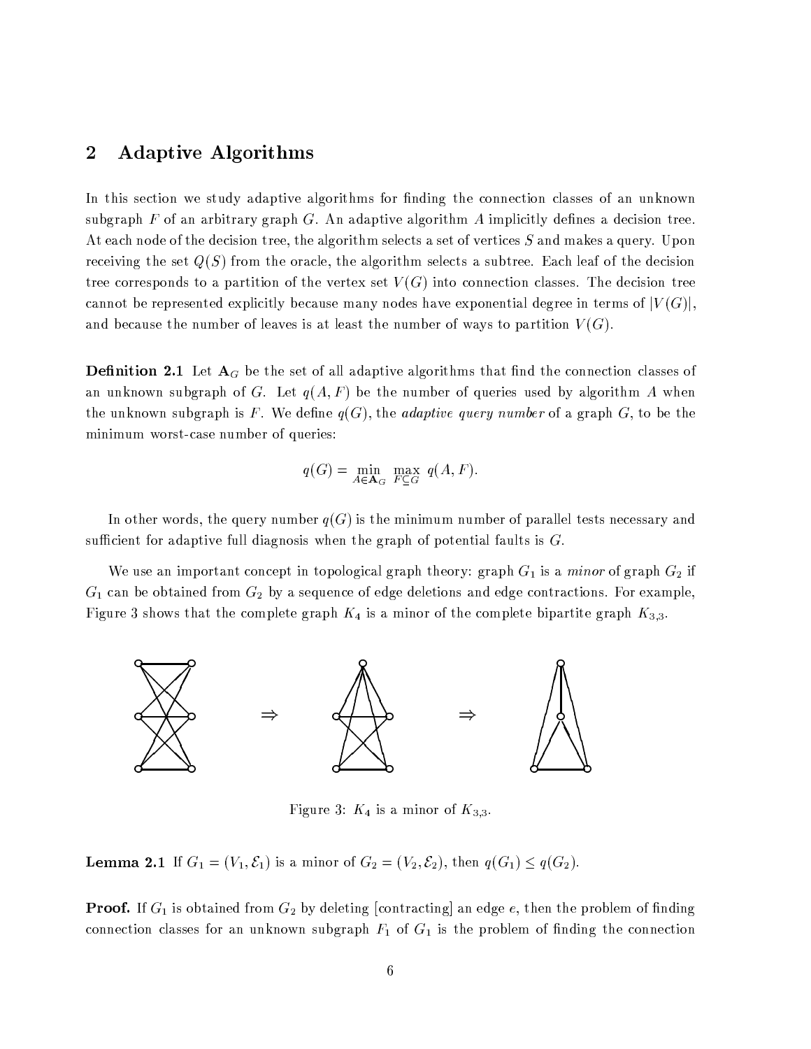## 2 Adaptive Algorithms

In this section we study adaptive algorithms for finding the connection classes of an unknown subgraph $F$ of an arbitrary graph $G$. An adaptive algorithm $A$ implicitly defines a decision tree. At each node of the decision tree, the algorithm selects a set of vertices $S$ and makes a query. Upon receiving the set $Q(S)$ from the oracle, the algorithm selects a subtree. Each leaf of the decision tree corresponds to a partition of the vertex set $V(G)$ into connection classes. The decision tree cannot be represented explicitly because many nodes have exponential degree in terms of $|V(G)|$, and because the number of leaves is at least the number of ways to partition $V(G)$.

**Definition 2.1** Let $\mathbf{A}_G$ be the set of all adaptive algorithms that find the connection classes of an unknown subgraph of $G$. Let $q(A, F)$ be the number of queries used by algorithm $A$ when the unknown subgraph is $F$. We define $q(G)$, the *adaptive query number* of a graph $G$, to be the minimum worst-case number of queries:

$$q(G) = \min_{A \in \mathbf{A}_G} \max_{F \subseteq G} q(A, F).$$

In other words, the query number $q(G)$ is the minimum number of parallel tests necessary and sufficient for adaptive full diagnosis when the graph of potential faults is $G$.

We use an important concept in topological graph theory: graph $G_1$ is a *minor* of graph $G_2$ if $G_1$ can be obtained from $G_2$ by a sequence of edge deletions and edge contractions. For example, Figure 3 shows that the complete graph $K_4$ is a minor of the complete bipartite graph $K_{3,3}$.

Figure 3: $K_4$ is a minor of $K_{3,3}$.

**Lemma 2.1** If $G_1 = (V_1, \mathcal{E}_1)$ is a minor of $G_2 = (V_2, \mathcal{E}_2)$, then $q(G_1) \leq q(G_2)$.

**Proof.** If $G_1$ is obtained from $G_2$ by deleting [contracting] an edge $e$, then the problem of finding connection classes for an unknown subgraph $F_1$ of $G_1$ is the problem of finding the connection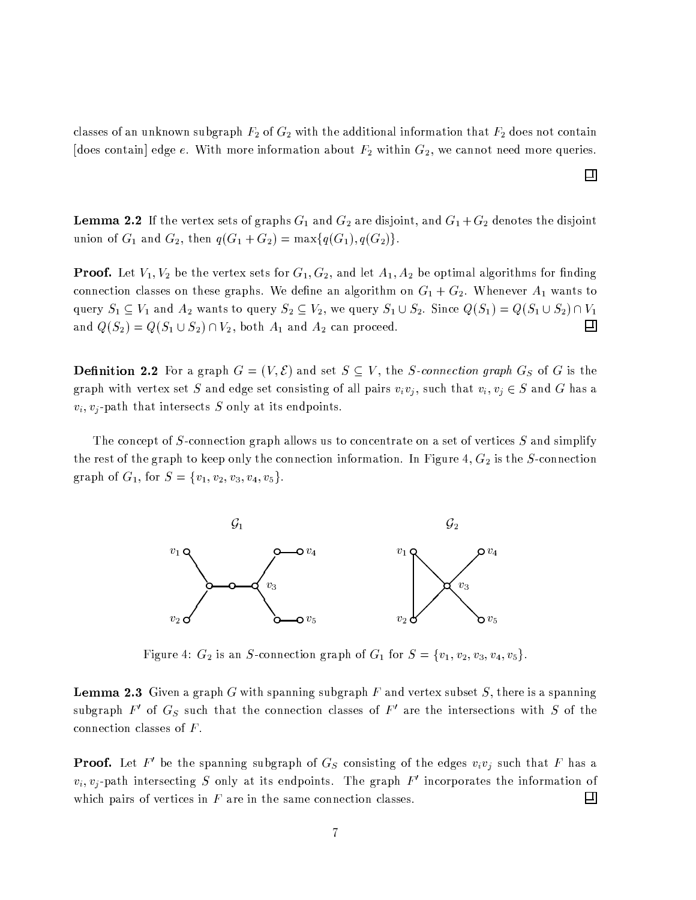classes of an unknown subgraph $F_2$ of $G_2$ with the additional information that $F_2$ does not contain [does contain] edge $e$. With more information about $F_2$ within $G_2$, we cannot need more queries. □

**Lemma 2.2** If the vertex sets of graphs $G_1$ and $G_2$ are disjoint, and $G_1 + G_2$ denotes the disjoint union of $G_1$ and $G_2$, then $q(G_1 + G_2) = \max\{q(G_1), q(G_2)\}$.

**Proof.** Let $V_1, V_2$ be the vertex sets for $G_1, G_2$, and let $A_1, A_2$ be optimal algorithms for finding connection classes on these graphs. We define an algorithm on $G_1 + G_2$. Whenever $A_1$ wants to query $S_1 \subseteq V_1$ and $A_2$ wants to query $S_2 \subseteq V_2$, we query $S_1 \cup S_2$. Since $Q(S_1) = Q(S_1 \cup S_2) \cap V_1$ and $Q(S_2) = Q(S_1 \cup S_2) \cap V_2$, both $A_1$ and $A_2$ can proceed. □

**Definition 2.2** For a graph $G = (V, \mathcal{E})$ and set $S \subseteq V$, the *S-connection graph* $G_S$ of $G$ is the graph with vertex set $S$ and edge set consisting of all pairs $v_iv_j$, such that $v_i, v_j \in S$ and $G$ has a $v_i, v_j$-path that intersects $S$ only at its endpoints.

The concept of $S$-connection graph allows us to concentrate on a set of vertices $S$ and simplify the rest of the graph to keep only the connection information. In Figure 4, $G_2$ is the $S$-connection graph of $G_1$, for $S = \{v_1, v_2, v_3, v_4, v_5\}$.

Figure 4: $G_2$ is an $S$-connection graph of $G_1$ for $S = \{v_1, v_2, v_3, v_4, v_5\}$.

**Lemma 2.3** Given a graph $G$ with spanning subgraph $F$ and vertex subset $S$, there is a spanning subgraph $F'$ of $G_S$ such that the connection classes of $F'$ are the intersections with $S$ of the connection classes of $F$.

**Proof.** Let $F'$ be the spanning subgraph of $G_S$ consisting of the edges $v_iv_j$ such that $F$ has a $v_i, v_j$-path intersecting $S$ only at its endpoints. The graph $F'$ incorporates the information of which pairs of vertices in $F$ are in the same connection classes. □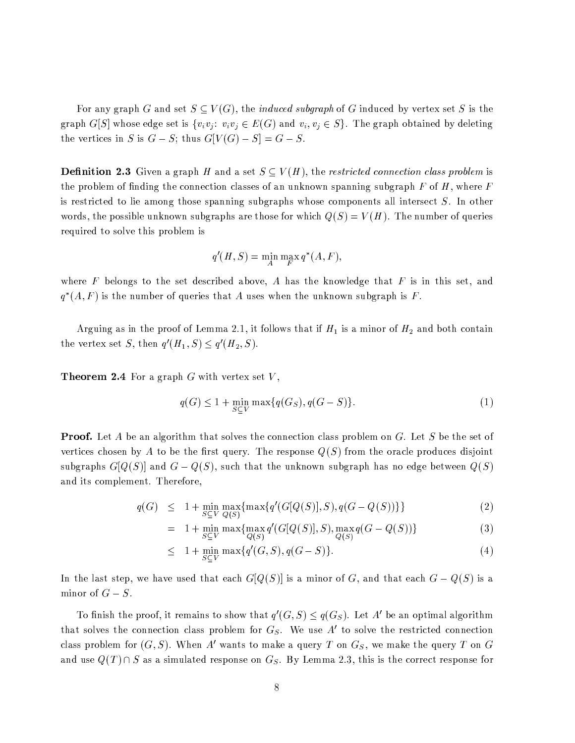For any graph $G$ and set $S \subseteq V(G)$, the *induced subgraph* of $G$ induced by vertex set $S$ is the graph $G[S]$ whose edge set is $\{v_i v_j \colon v_i v_j \in E(G) \text{ and } v_i, v_j \in S\}$. The graph obtained by deleting the vertices in $S$ is $G - S$; thus $G[V(G) - S] = G - S$.

**Definition 2.3** Given a graph $H$ and a set $S \subseteq V(H)$, the *restricted connection class problem* is the problem of finding the connection classes of an unknown spanning subgraph $F$ of $H$, where $F$ is restricted to lie among those spanning subgraphs whose components all intersect $S$. In other words, the possible unknown subgraphs are those for which $Q(S) = V(H)$. The number of queries required to solve this problem is

$$q'(H, S) = \min_{A} \max_{F} q^*(A, F),$$

where $F$ belongs to the set described above, $A$ has the knowledge that $F$ is in this set, and $q^*(A, F)$ is the number of queries that $A$ uses when the unknown subgraph is $F$.

Arguing as in the proof of Lemma 2.1, it follows that if $H_1$ is a minor of $H_2$ and both contain the vertex set $S$, then $q'(H_1, S) \leq q'(H_2, S)$.

**Theorem 2.4** For a graph $G$ with vertex set $V$,

$$q(G) \leq 1 + \min_{S \subseteq V} \max\{q(G_S), q(G - S)\}. \tag{1}$$

**Proof.** Let $A$ be an algorithm that solves the connection class problem on $G$. Let $S$ be the set of vertices chosen by $A$ to be the first query. The response $Q(S)$ from the oracle produces disjoint subgraphs $G[Q(S)]$ and $G - Q(S)$, such that the unknown subgraph has no edge between $Q(S)$ and its complement. Therefore,

$$
\begin{aligned}
q(G) &\leq 1 + \min_{S \subseteq V} \max_{Q(S)} \{\max\{q'(G[Q(S)], S), q(G - Q(S))\}\} &(2)\\
&= 1 + \min_{S \subseteq V} \max\{\max_{Q(S)} q'(G[Q(S)], S), \max_{Q(S)} q(G - Q(S))\} &(3)\\
&\leq 1 + \min_{S \subseteq V} \max\{q'(G, S), q(G - S)\}. &(4)
\end{aligned}
$$

In the last step, we have used that each $G[Q(S)]$ is a minor of $G$, and that each $G - Q(S)$ is a minor of $G - S$.

To finish the proof, it remains to show that $q'(G, S) \leq q(G_S)$. Let $A'$ be an optimal algorithm that solves the connection class problem for $G_S$. We use $A'$ to solve the restricted connection class problem for $(G, S)$. When $A'$ wants to make a query $T$ on $G_S$, we make the query $T$ on $G$ and use $Q(T) \cap S$ as a simulated response on $G_S$. By Lemma 2.3, this is the correct response for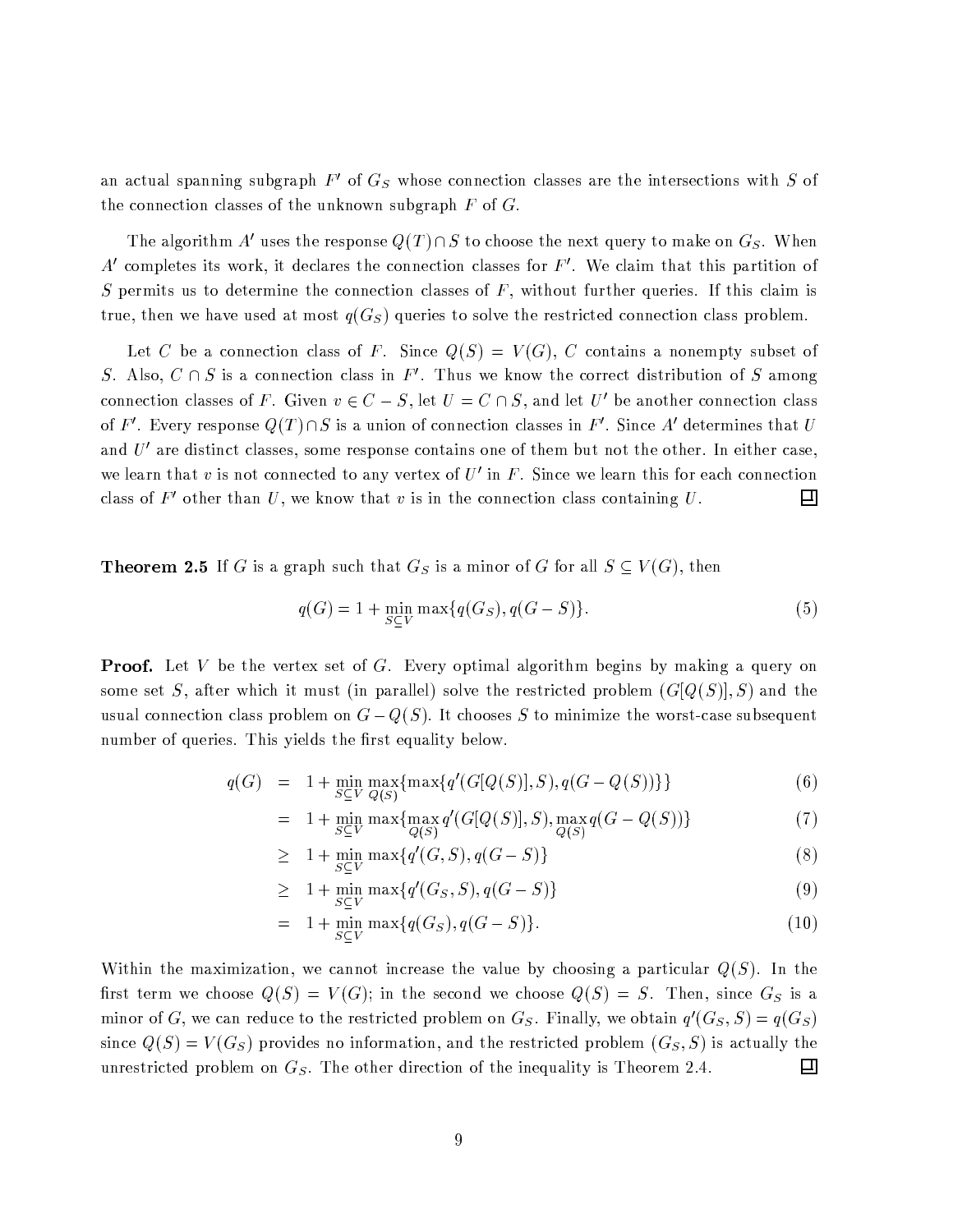an actual spanning subgraph $F'$ of $G_S$ whose connection classes are the intersections with $S$ of the connection classes of the unknown subgraph $F$ of $G$.

The algorithm $A'$ uses the response $Q(T) \cap S$ to choose the next query to make on $G_S$. When $A'$ completes its work, it declares the connection classes for $F'$. We claim that this partition of $S$ permits us to determine the connection classes of $F$, without further queries. If this claim is true, then we have used at most $q(G_S)$ queries to solve the restricted connection class problem.

Let $C$ be a connection class of $F$. Since $Q(S) = V(G)$, $C$ contains a nonempty subset of $S$. Also, $C \cap S$ is a connection class in $F'$. Thus we know the correct distribution of $S$ among connection classes of $F$. Given $v \in C - S$, let $U = C \cap S$, and let $U'$ be another connection class of $F'$. Every response $Q(T) \cap S$ is a union of connection classes in $F'$. Since $A'$ determines that $U$ and $U'$ are distinct classes, some response contains one of them but not the other. In either case, we learn that $v$ is not connected to any vertex of $U'$ in $F$. Since we learn this for each connection class of $F'$ other than $U$, we know that $v$ is in the connection class containing $U$. □

**Theorem 2.5** If $G$ is a graph such that $G_S$ is a minor of $G$ for all $S \subseteq V(G)$, then

$$q(G) = 1 + \min_{S \subseteq V} \max\{q(G_S), q(G - S)\}. \tag{5}$$

**Proof.** Let $V$ be the vertex set of $G$. Every optimal algorithm begins by making a query on some set $S$, after which it must (in parallel) solve the restricted problem $(G[Q(S)], S)$ and the usual connection class problem on $G - Q(S)$. It chooses $S$ to minimize the worst-case subsequent number of queries. This yields the first equality below.

$$\begin{aligned}
q(G) &= 1 + \min_{S \subseteq V} \max_{Q(S)} \{\max\{q'(G[Q(S)], S), q(G - Q(S))\}\} && (6)\\
&= 1 + \min_{S \subseteq V} \max\{\max_{Q(S)} q'(G[Q(S)], S), \max_{Q(S)} q(G - Q(S))\} && (7)\\
&\geq 1 + \min_{S \subseteq V} \max\{q'(G, S), q(G - S)\} && (8)\\
&\geq 1 + \min_{S \subseteq V} \max\{q'(G_S, S), q(G - S)\} && (9)\\
&= 1 + \min_{S \subseteq V} \max\{q(G_S), q(G - S)\}. && (10)
\end{aligned}$$

Within the maximization, we cannot increase the value by choosing a particular $Q(S)$. In the first term we choose $Q(S) = V(G)$; in the second we choose $Q(S) = S$. Then, since $G_S$ is a minor of $G$, we can reduce to the restricted problem on $G_S$. Finally, we obtain $q'(G_S, S) = q(G_S)$ since $Q(S) = V(G_S)$ provides no information, and the restricted problem $(G_S, S)$ is actually the unrestricted problem on $G_S$. The other direction of the inequality is Theorem 2.4. □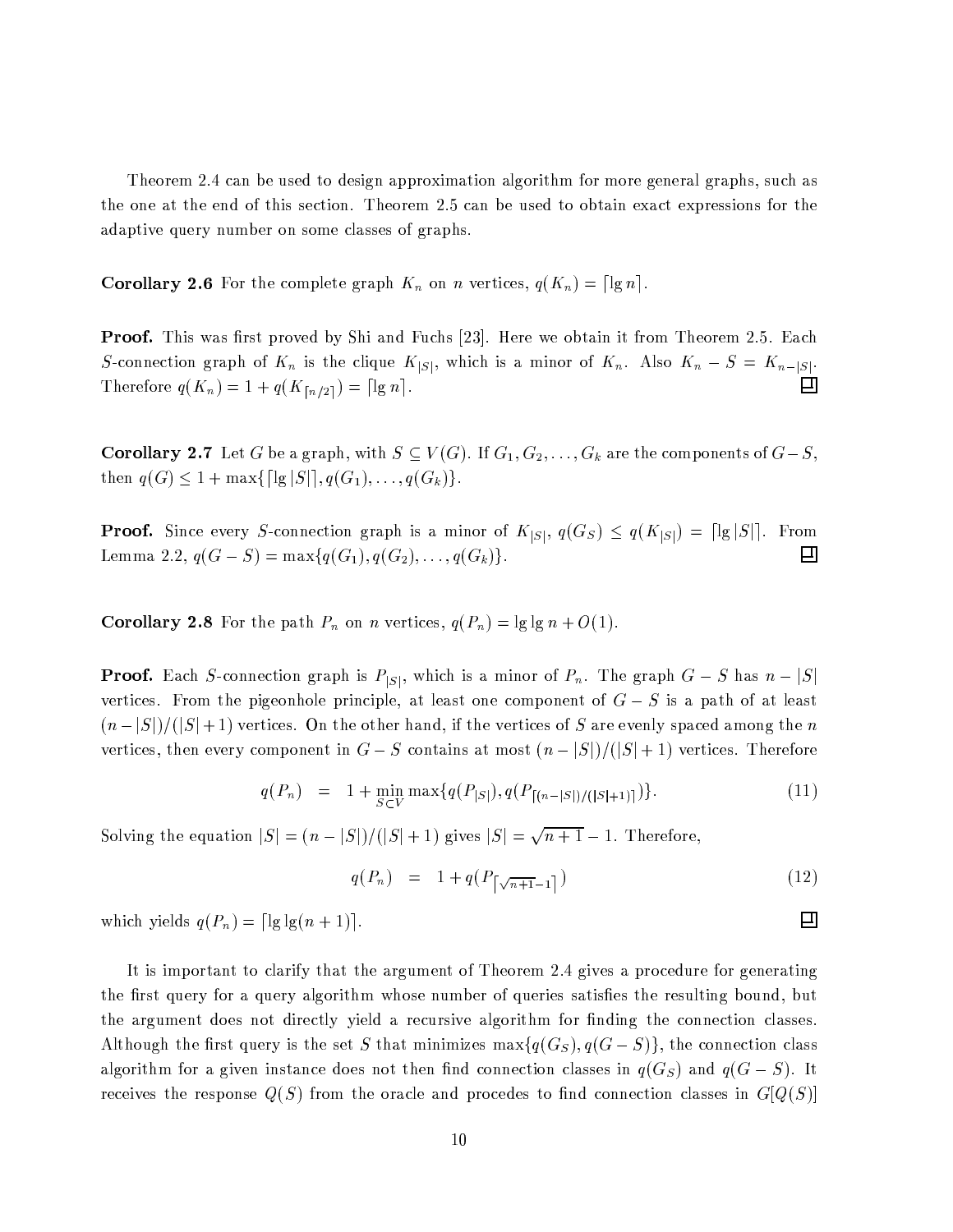Theorem 2.4 can be used to design approximation algorithm for more general graphs, such as the one at the end of this section. Theorem 2.5 can be used to obtain exact expressions for the adaptive query number on some classes of graphs.

**Corollary 2.6** For the complete graph $K_n$ on $n$ vertices, $q(K_n) = \lceil \lg n \rceil$.

**Proof.** This was first proved by Shi and Fuchs [23]. Here we obtain it from Theorem 2.5. Each $S$-connection graph of $K_n$ is the clique $K_{|S|}$, which is a minor of $K_n$. Also $K_n - S = K_{n-|S|}$. Therefore $q(K_n) = 1 + q(K_{\lceil n/2 \rceil}) = \lceil \lg n \rceil$. □

**Corollary 2.7** Let $G$ be a graph, with $S \subseteq V(G)$. If $G_1, G_2, \ldots, G_k$ are the components of $G - S$, then $q(G) \leq 1 + \max\{\lceil \lg |S| \rceil, q(G_1), \ldots, q(G_k)\}$.

**Proof.** Since every $S$-connection graph is a minor of $K_{|S|}$, $q(G_S) \leq q(K_{|S|}) = \lceil \lg |S| \rceil$. From Lemma 2.2, $q(G - S) = \max\{q(G_1), q(G_2), \ldots, q(G_k)\}$. □

**Corollary 2.8** For the path $P_n$ on $n$ vertices, $q(P_n) = \lg \lg n + O(1)$.

**Proof.** Each $S$-connection graph is $P_{|S|}$, which is a minor of $P_n$. The graph $G - S$ has $n - |S|$ vertices. From the pigeonhole principle, at least one component of $G - S$ is a path of at least $(n - |S|)/(|S| + 1)$ vertices. On the other hand, if the vertices of $S$ are evenly spaced among the $n$ vertices, then every component in $G - S$ contains at most $(n - |S|)/(|S| + 1)$ vertices. Therefore

$$q(P_n) \quad = \quad 1 + \min_{S \subset V} \max\{q(P_{|S|}), q(P_{\lceil (n-|S|)/(|S|+1) \rceil})\}. \tag{11}$$

Solving the equation $|S| = (n - |S|)/(|S| + 1)$ gives $|S| = \sqrt{n+1} - 1$. Therefore,

$$q(P_n) \quad = \quad 1 + q(P_{\lceil \sqrt{n+1} - 1 \rceil}) \tag{12}$$

which yields $q(P_n) = \lceil \lg \lg (n + 1) \rceil$. □

It is important to clarify that the argument of Theorem 2.4 gives a procedure for generating the first query for a query algorithm whose number of queries satisfies the resulting bound, but the argument does not directly yield a recursive algorithm for finding the connection classes. Although the first query is the set $S$ that minimizes $\max\{q(G_S), q(G - S)\}$, the connection class algorithm for a given instance does not then find connection classes in $q(G_S)$ and $q(G - S)$. It receives the response $Q(S)$ from the oracle and procedes to find connection classes in $G[Q(S)]$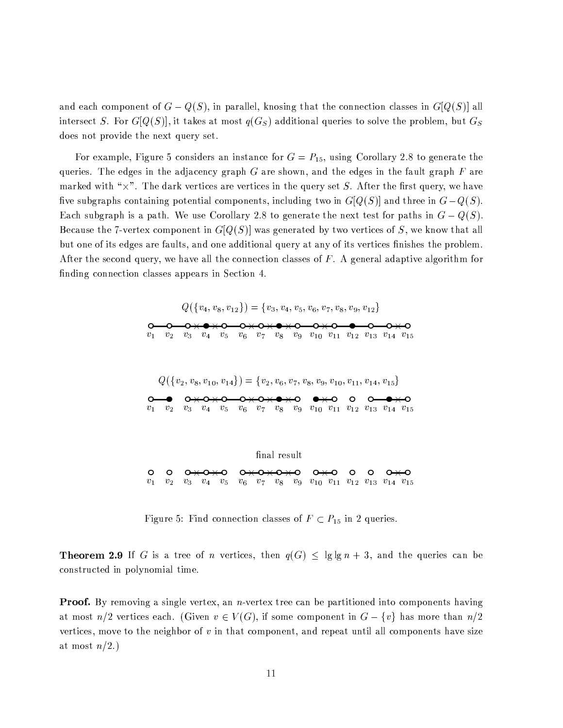and each component of $G - Q(S)$, in parallel, knosing that the connection classes in $G[Q(S)]$ all intersect $S$. For $G[Q(S)]$, it takes at most $q(G_S)$ additional queries to solve the problem, but $G_S$ does not provide the next query set.

For example, Figure 5 considers an instance for $G = P_{15}$, using Corollary 2.8 to generate the queries. The edges in the adjacency graph $G$ are shown, and the edges in the fault graph $F$ are marked with "$\times$". The dark vertices are vertices in the query set $S$. After the first query, we have five subgraphs containing potential components, including two in $G[Q(S)]$ and three in $G - Q(S)$. Each subgraph is a path. We use Corollary 2.8 to generate the next test for paths in $G - Q(S)$. Because the 7-vertex component in $G[Q(S)]$ was generated by two vertices of $S$, we know that all but one of its edges are faults, and one additional query at any of its vertices finishes the problem. After the second query, we have all the connection classes of $F$. A general adaptive algorithm for finding connection classes appears in Section 4.

$Q(\{v_4, v_8, v_{12}\}) = \{v_3, v_4, v_5, v_6, v_7, v_8, v_9, v_{12}\}$

$Q(\{v_2, v_8, v_{10}, v_{14}\}) = \{v_2, v_6, v_7, v_8, v_9, v_{10}, v_{11}, v_{14}, v_{15}\}$

final result

Figure 5: Find connection classes of $F \subset P_{15}$ in 2 queries.

**Theorem 2.9** If $G$ is a tree of $n$ vertices, then $q(G) \leq \lg\lg n + 3$, and the queries can be constructed in polynomial time.

**Proof.** By removing a single vertex, an $n$-vertex tree can be partitioned into components having at most $n/2$ vertices each. (Given $v \in V(G)$, if some component in $G - \{v\}$ has more than $n/2$ vertices, move to the neighbor of $v$ in that component, and repeat until all components have size at most $n/2$.)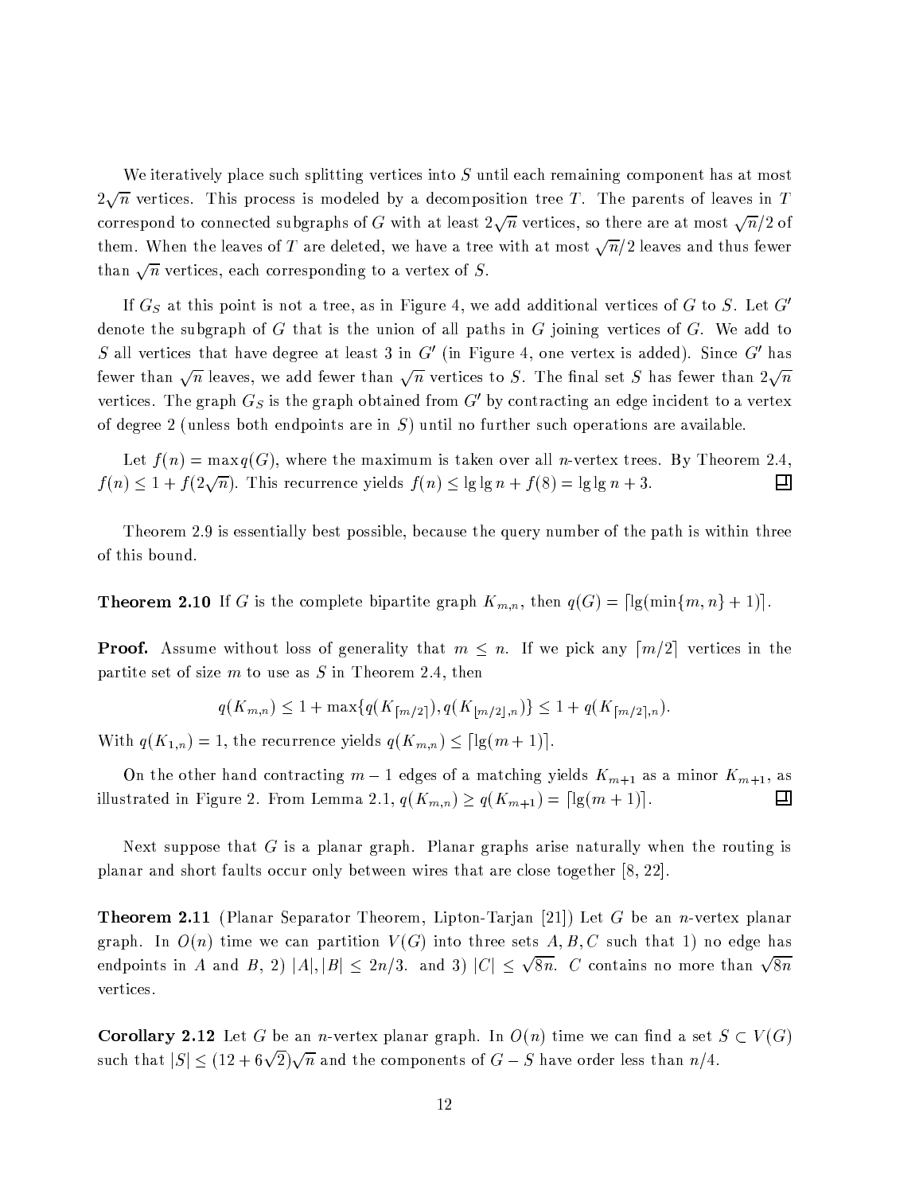We iteratively place such splitting vertices into $S$ until each remaining component has at most $2\sqrt{n}$ vertices. This process is modeled by a decomposition tree $T$. The parents of leaves in $T$ correspond to connected subgraphs of $G$ with at least $2\sqrt{n}$ vertices, so there are at most $\sqrt{n}/2$ of them. When the leaves of $T$ are deleted, we have a tree with at most $\sqrt{n}/2$ leaves and thus fewer than $\sqrt{n}$ vertices, each corresponding to a vertex of $S$.

If $G_S$ at this point is not a tree, as in Figure 4, we add additional vertices of $G$ to $S$. Let $G'$ denote the subgraph of $G$ that is the union of all paths in $G$ joining vertices of $G$. We add to $S$ all vertices that have degree at least 3 in $G'$ (in Figure 4, one vertex is added). Since $G'$ has fewer than $\sqrt{n}$ leaves, we add fewer than $\sqrt{n}$ vertices to $S$. The final set $S$ has fewer than $2\sqrt{n}$ vertices. The graph $G_S$ is the graph obtained from $G'$ by contracting an edge incident to a vertex of degree 2 (unless both endpoints are in $S$) until no further such operations are available.

Let $f(n) = \max q(G)$, where the maximum is taken over all $n$-vertex trees. By Theorem 2.4, $f(n) \leq 1 + f(2\sqrt{n})$. This recurrence yields $f(n) \leq \lg\lg n + f(8) = \lg\lg n + 3$. □

Theorem 2.9 is essentially best possible, because the query number of the path is within three of this bound.

**Theorem 2.10** If $G$ is the complete bipartite graph $K_{m,n}$, then $q(G) = \lceil \lg(\min\{m,n\} + 1) \rceil$.

**Proof.** Assume without loss of generality that $m \leq n$. If we pick any $\lceil m/2 \rceil$ vertices in the partite set of size $m$ to use as $S$ in Theorem 2.4, then

$$q(K_{m,n}) \leq 1 + \max\{q(K_{\lceil m/2 \rceil}), q(K_{\lfloor m/2 \rfloor, n})\} \leq 1 + q(K_{\lceil m/2 \rceil, n}).$$

With $q(K_{1,n}) = 1$, the recurrence yields $q(K_{m,n}) \leq \lceil \lg(m+1) \rceil$.

On the other hand contracting $m-1$ edges of a matching yields $K_{m+1}$ as a minor $K_{m+1}$, as illustrated in Figure 2. From Lemma 2.1, $q(K_{m,n}) \geq q(K_{m+1}) = \lceil \lg(m+1) \rceil$. □

Next suppose that $G$ is a planar graph. Planar graphs arise naturally when the routing is planar and short faults occur only between wires that are close together [8, 22].

**Theorem 2.11** (Planar Separator Theorem, Lipton-Tarjan [21]) Let $G$ be an $n$-vertex planar graph. In $O(n)$ time we can partition $V(G)$ into three sets $A, B, C$ such that 1) no edge has endpoints in $A$ and $B$, 2) $|A|, |B| \leq 2n/3$. and 3) $|C| \leq \sqrt{8n}$. $C$ contains no more than $\sqrt{8n}$ vertices.

**Corollary 2.12** Let $G$ be an $n$-vertex planar graph. In $O(n)$ time we can find a set $S \subset V(G)$ such that $|S| \leq (12 + 6\sqrt{2})\sqrt{n}$ and the components of $G - S$ have order less than $n/4$.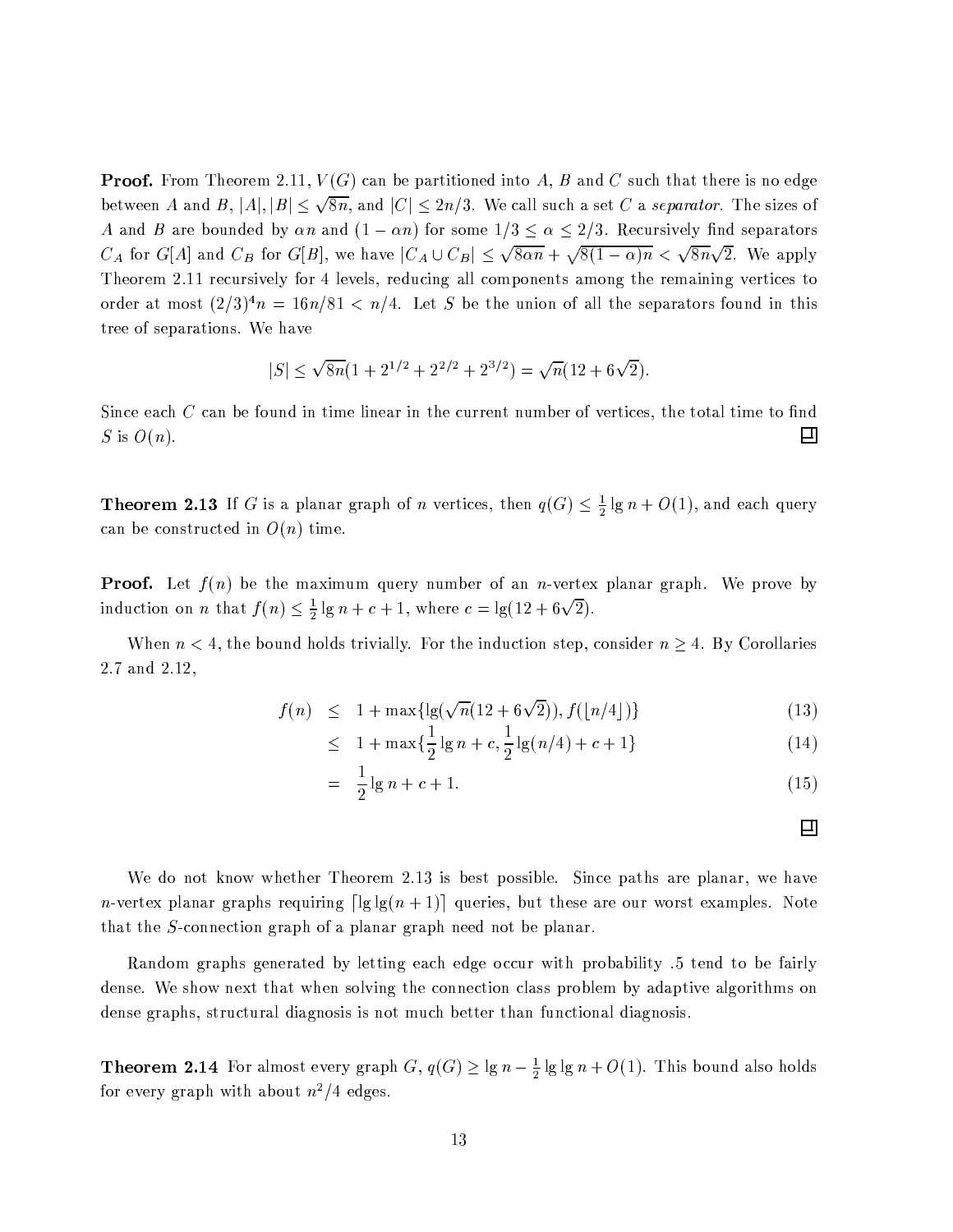**Proof.** From Theorem 2.11, $V(G)$ can be partitioned into $A$, $B$ and $C$ such that there is no edge between $A$ and $B$, $|A|, |B| \leq \sqrt{8n}$, and $|C| \leq 2n/3$. We call such a set $C$ a *separator*. The sizes of $A$ and $B$ are bounded by $\alpha n$ and $(1-\alpha n)$ for some $1/3 \leq \alpha \leq 2/3$. Recursively find separators $C_A$ for $G[A]$ and $C_B$ for $G[B]$, we have $|C_A \cup C_B| \leq \sqrt{8\alpha n} + \sqrt{8(1-\alpha)n} < \sqrt{8n}\sqrt{2}$. We apply Theorem 2.11 recursively for 4 levels, reducing all components among the remaining vertices to order at most $(2/3)^4 n = 16n/81 < n/4$. Let $S$ be the union of all the separators found in this tree of separations. We have

$$|S| \leq \sqrt{8n}(1 + 2^{1/2} + 2^{2/2} + 2^{3/2}) = \sqrt{n}(12 + 6\sqrt{2}).$$

Since each $C$ can be found in time linear in the current number of vertices, the total time to find $S$ is $O(n)$. □

**Theorem 2.13** If $G$ is a planar graph of $n$ vertices, then $q(G) \leq \frac{1}{2}\lg n + O(1)$, and each query can be constructed in $O(n)$ time.

**Proof.** Let $f(n)$ be the maximum query number of an $n$-vertex planar graph. We prove by induction on $n$ that $f(n) \leq \frac{1}{2}\lg n + c + 1$, where $c = \lg(12 + 6\sqrt{2})$.

When $n < 4$, the bound holds trivially. For the induction step, consider $n \geq 4$. By Corollaries 2.7 and 2.12,

$$\begin{aligned}
f(n) &\leq 1 + \max\{\lg(\sqrt{n}(12 + 6\sqrt{2})), f(\lfloor n/4 \rfloor)\} && (13)\\
&\leq 1 + \max\{\frac{1}{2}\lg n + c, \frac{1}{2}\lg(n/4) + c + 1\} && (14)\\
&= \frac{1}{2}\lg n + c + 1. && (15)
\end{aligned}$$

□

We do not know whether Theorem 2.13 is best possible. Since paths are planar, we have $n$-vertex planar graphs requiring $\lceil \lg\lg(n+1) \rceil$ queries, but these are our worst examples. Note that the $S$-connection graph of a planar graph need not be planar.

Random graphs generated by letting each edge occur with probability .5 tend to be fairly dense. We show next that when solving the connection class problem by adaptive algorithms on dense graphs, structural diagnosis is not much better than functional diagnosis.

**Theorem 2.14** For almost every graph $G$, $q(G) \geq \lg n - \frac{1}{2}\lg\lg n + O(1)$. This bound also holds for every graph with about $n^2/4$ edges.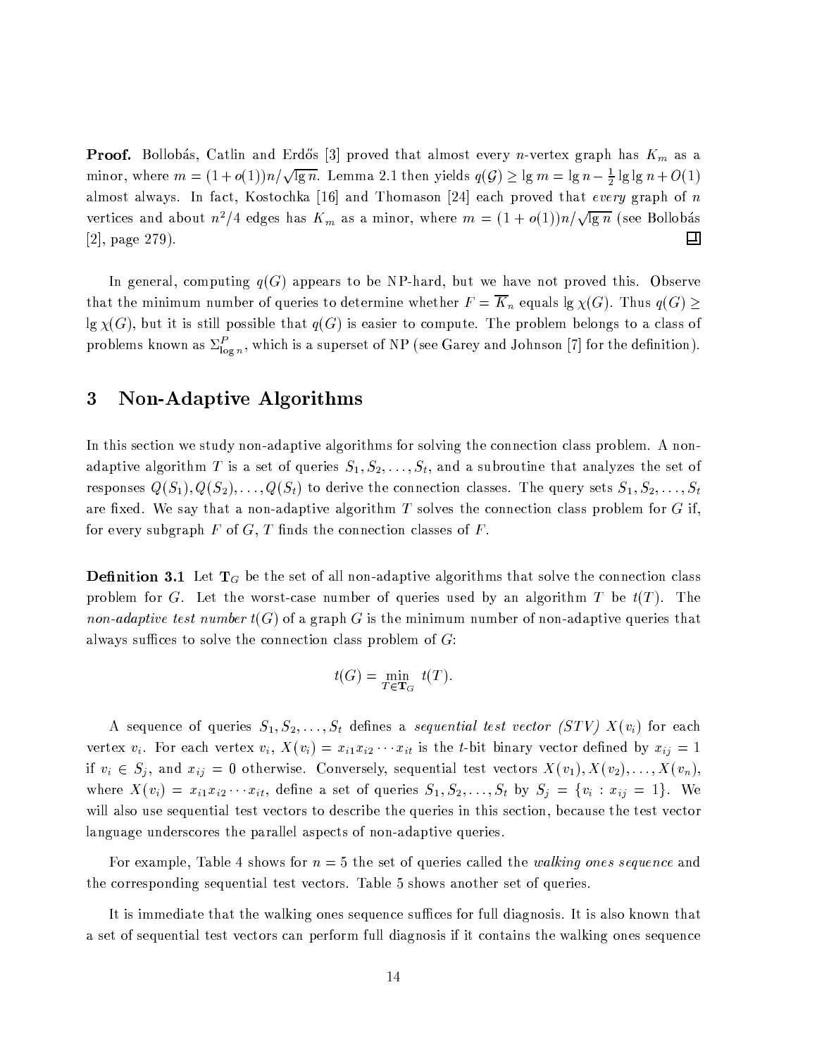**Proof.** Bollobás, Catlin and Erdős [3] proved that almost every $n$-vertex graph has $K_m$ as a minor, where $m = (1 + o(1))n/\sqrt{\lg n}$. Lemma 2.1 then yields $q(\mathcal{G}) \geq \lg m = \lg n - \frac{1}{2}\lg\lg n + O(1)$ almost always. In fact, Kostochka [16] and Thomason [24] each proved that *every* graph of $n$ vertices and about $n^2/4$ edges has $K_m$ as a minor, where $m = (1 + o(1))n/\sqrt{\lg n}$ (see Bollobás [2], page 279). □

In general, computing $q(G)$ appears to be NP-hard, but we have not proved this. Observe that the minimum number of queries to determine whether $F = \overline{K}_n$ equals $\lg \chi(G)$. Thus $q(G) \geq \lg \chi(G)$, but it is still possible that $q(G)$ is easier to compute. The problem belongs to a class of problems known as $\Sigma^P_{\log n}$, which is a superset of NP (see Garey and Johnson [7] for the definition).

## 3 Non-Adaptive Algorithms

In this section we study non-adaptive algorithms for solving the connection class problem. A non-adaptive algorithm $T$ is a set of queries $S_1, S_2, \ldots, S_t$, and a subroutine that analyzes the set of responses $Q(S_1), Q(S_2), \ldots, Q(S_t)$ to derive the connection classes. The query sets $S_1, S_2, \ldots, S_t$ are fixed. We say that a non-adaptive algorithm $T$ solves the connection class problem for $G$ if, for every subgraph $F$ of $G$, $T$ finds the connection classes of $F$.

**Definition 3.1** Let $\mathbf{T}_G$ be the set of all non-adaptive algorithms that solve the connection class problem for $G$. Let the worst-case number of queries used by an algorithm $T$ be $t(T)$. The *non-adaptive test number* $t(G)$ of a graph $G$ is the minimum number of non-adaptive queries that always suffices to solve the connection class problem of $G$:

$$t(G) = \min_{T \in \mathbf{T}_G} t(T).$$

A sequence of queries $S_1, S_2, \ldots, S_t$ defines a *sequential test vector (STV)* $X(v_i)$ for each vertex $v_i$. For each vertex $v_i$, $X(v_i) = x_{i1}x_{i2}\cdots x_{it}$ is the $t$-bit binary vector defined by $x_{ij} = 1$ if $v_i \in S_j$, and $x_{ij} = 0$ otherwise. Conversely, sequential test vectors $X(v_1), X(v_2), \ldots, X(v_n)$, where $X(v_i) = x_{i1}x_{i2}\cdots x_{it}$, define a set of queries $S_1, S_2, \ldots, S_t$ by $S_j = \{v_i : x_{ij} = 1\}$. We will also use sequential test vectors to describe the queries in this section, because the test vector language underscores the parallel aspects of non-adaptive queries.

For example, Table 4 shows for $n = 5$ the set of queries called the *walking ones sequence* and the corresponding sequential test vectors. Table 5 shows another set of queries.

It is immediate that the walking ones sequence suffices for full diagnosis. It is also known that a set of sequential test vectors can perform full diagnosis if it contains the walking ones sequence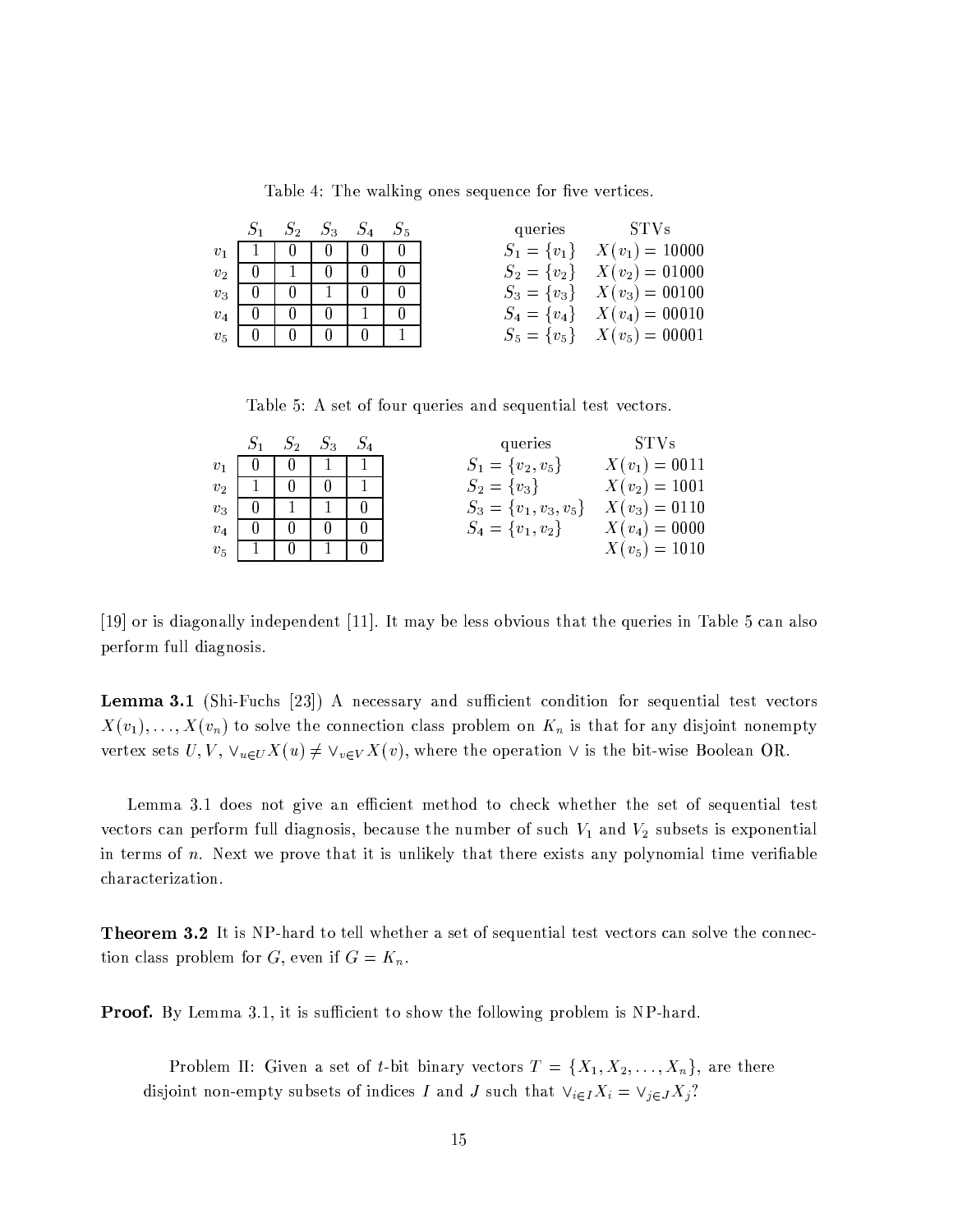Table 4: The walking ones sequence for five vertices.

| | $S_1$ | $S_2$ | $S_3$ | $S_4$ | $S_5$ |
|---|---|---|---|---|---|
| $v_1$ | 1 | 0 | 0 | 0 | 0 |
| $v_2$ | 0 | 1 | 0 | 0 | 0 |
| $v_3$ | 0 | 0 | 1 | 0 | 0 |
| $v_4$ | 0 | 0 | 0 | 1 | 0 |
| $v_5$ | 0 | 0 | 0 | 0 | 1 |

| queries | STVs |
|---|---|
| $S_1 = \{v_1\}$ | $X(v_1) = 10000$ |
| $S_2 = \{v_2\}$ | $X(v_2) = 01000$ |
| $S_3 = \{v_3\}$ | $X(v_3) = 00100$ |
| $S_4 = \{v_4\}$ | $X(v_4) = 00010$ |
| $S_5 = \{v_5\}$ | $X(v_5) = 00001$ |

Table 5: A set of four queries and sequential test vectors.

| | $S_1$ | $S_2$ | $S_3$ | $S_4$ |
|---|---|---|---|---|
| $v_1$ | 0 | 0 | 1 | 1 |
| $v_2$ | 1 | 0 | 0 | 1 |
| $v_3$ | 0 | 1 | 1 | 0 |
| $v_4$ | 0 | 0 | 0 | 0 |
| $v_5$ | 1 | 0 | 1 | 0 |

| queries | STVs |
|---|---|
| $S_1 = \{v_2, v_5\}$ | $X(v_1) = 0011$ |
| $S_2 = \{v_3\}$ | $X(v_2) = 1001$ |
| $S_3 = \{v_1, v_3, v_5\}$ | $X(v_3) = 0110$ |
| $S_4 = \{v_1, v_2\}$ | $X(v_4) = 0000$ |
| | $X(v_5) = 1010$ |

[19] or is diagonally independent [11]. It may be less obvious that the queries in Table 5 can also perform full diagnosis.

**Lemma 3.1** (Shi-Fuchs [23]) A necessary and sufficient condition for sequential test vectors $X(v_1), \ldots, X(v_n)$ to solve the connection class problem on $K_n$ is that for any disjoint nonempty vertex sets $U, V$, $\vee_{u \in U} X(u) \neq \vee_{v \in V} X(v)$, where the operation $\vee$ is the bit-wise Boolean OR.

Lemma 3.1 does not give an efficient method to check whether the set of sequential test vectors can perform full diagnosis, because the number of such $V_1$ and $V_2$ subsets is exponential in terms of $n$. Next we prove that it is unlikely that there exists any polynomial time verifiable characterization.

**Theorem 3.2** It is NP-hard to tell whether a set of sequential test vectors can solve the connection class problem for $G$, even if $G = K_n$.

**Proof.** By Lemma 3.1, it is sufficient to show the following problem is NP-hard.

> Problem II: Given a set of $t$-bit binary vectors $T = \{X_1, X_2, \ldots, X_n\}$, are there disjoint non-empty subsets of indices $I$ and $J$ such that $\vee_{i \in I} X_i = \vee_{j \in J} X_j$?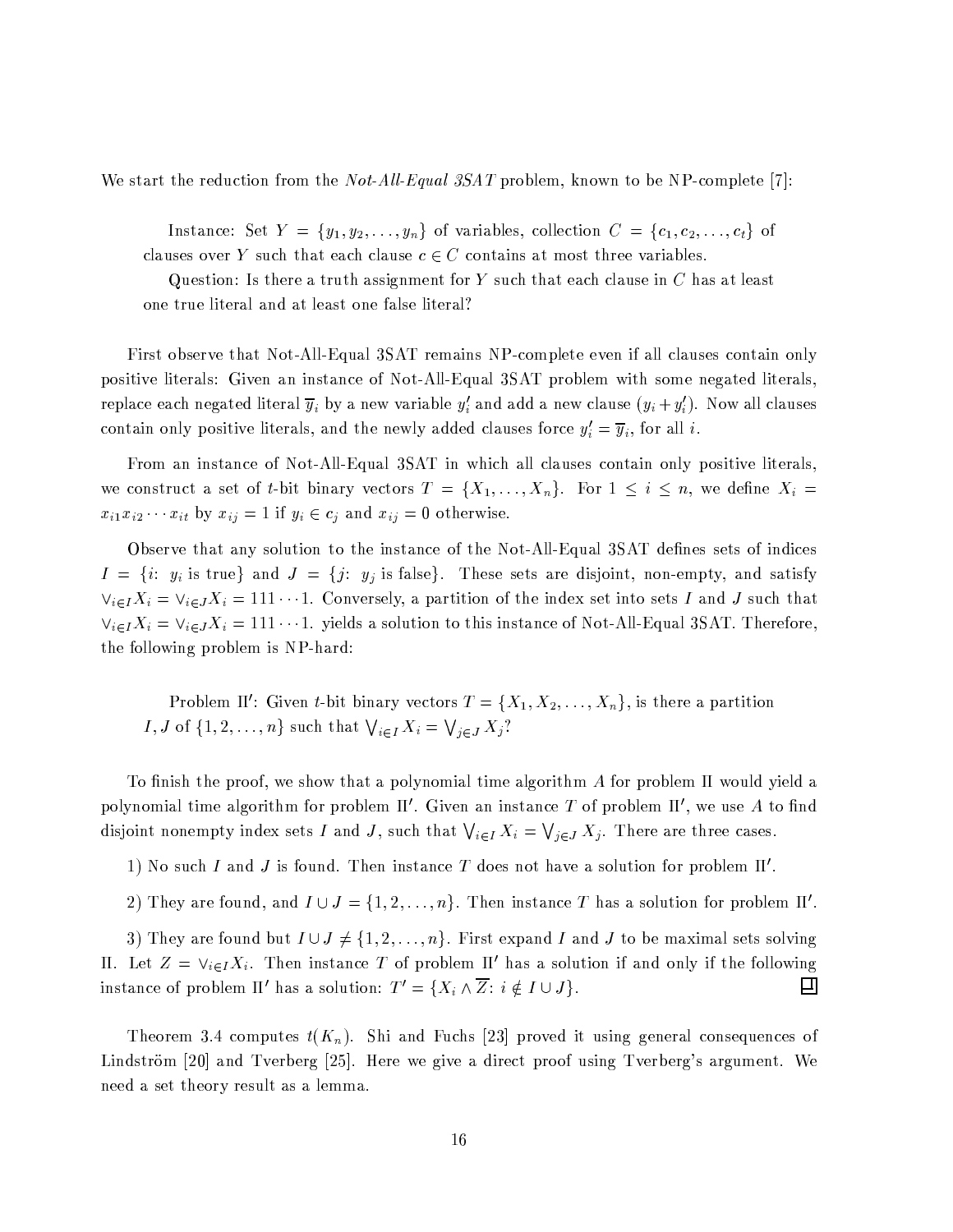We start the reduction from the *Not-All-Equal 3SAT* problem, known to be NP-complete [7]:

> Instance: Set $Y = \{y_1, y_2, \ldots, y_n\}$ of variables, collection $C = \{c_1, c_2, \ldots, c_t\}$ of clauses over $Y$ such that each clause $c \in C$ contains at most three variables.
>
> Question: Is there a truth assignment for $Y$ such that each clause in $C$ has at least one true literal and at least one false literal?

First observe that Not-All-Equal 3SAT remains NP-complete even if all clauses contain only positive literals: Given an instance of Not-All-Equal 3SAT problem with some negated literals, replace each negated literal $\overline{y}_i$ by a new variable $y'_i$ and add a new clause $(y_i + y'_i)$. Now all clauses contain only positive literals, and the newly added clauses force $y'_i = \overline{y}_i$, for all $i$.

From an instance of Not-All-Equal 3SAT in which all clauses contain only positive literals, we construct a set of $t$-bit binary vectors $T = \{X_1, \ldots, X_n\}$. For $1 \le i \le n$, we define $X_i = x_{i1}x_{i2}\cdots x_{it}$ by $x_{ij} = 1$ if $y_i \in c_j$ and $x_{ij} = 0$ otherwise.

Observe that any solution to the instance of the Not-All-Equal 3SAT defines sets of indices $I = \{i\colon\ y_i \text{ is true}\}$ and $J = \{j\colon\ y_j \text{ is false}\}$. These sets are disjoint, non-empty, and satisfy $\vee_{i\in I} X_i = \vee_{i\in J} X_i = 111\cdots 1$. Conversely, a partition of the index set into sets $I$ and $J$ such that $\vee_{i\in I} X_i = \vee_{i\in J} X_i = 111\cdots 1$. yields a solution to this instance of Not-All-Equal 3SAT. Therefore, the following problem is NP-hard:

> Problem II$'$: Given $t$-bit binary vectors $T = \{X_1, X_2, \ldots, X_n\}$, is there a partition $I, J$ of $\{1, 2, \ldots, n\}$ such that $\bigvee_{i\in I} X_i = \bigvee_{j\in J} X_j$?

To finish the proof, we show that a polynomial time algorithm $A$ for problem II would yield a polynomial time algorithm for problem II$'$. Given an instance $T$ of problem II$'$, we use $A$ to find disjoint nonempty index sets $I$ and $J$, such that $\bigvee_{i\in I} X_i = \bigvee_{j\in J} X_j$. There are three cases.

1) No such $I$ and $J$ is found. Then instance $T$ does not have a solution for problem II$'$.

2) They are found, and $I \cup J = \{1, 2, \ldots, n\}$. Then instance $T$ has a solution for problem II$'$.

3) They are found but $I \cup J \neq \{1, 2, \ldots, n\}$. First expand $I$ and $J$ to be maximal sets solving II. Let $Z = \vee_{i\in I} X_i$. Then instance $T$ of problem II$'$ has a solution if and only if the following instance of problem II$'$ has a solution: $T' = \{X_i \wedge \overline{Z}\colon\ i \notin I \cup J\}$. $\square$

Theorem 3.4 computes $t(K_n)$. Shi and Fuchs [23] proved it using general consequences of Lindström [20] and Tverberg [25]. Here we give a direct proof using Tverberg's argument. We need a set theory result as a lemma.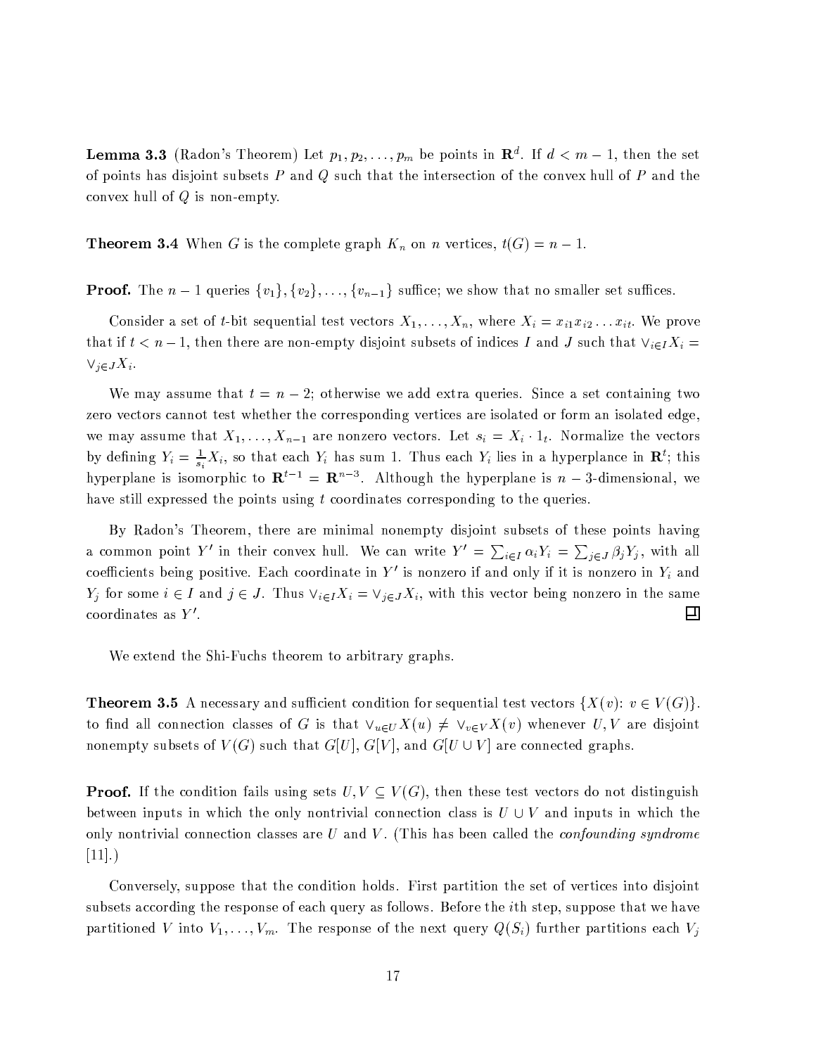**Lemma 3.3** (Radon's Theorem) Let $p_1, p_2, \ldots, p_m$ be points in $\mathbf{R}^d$. If $d < m - 1$, then the set of points has disjoint subsets $P$ and $Q$ such that the intersection of the convex hull of $P$ and the convex hull of $Q$ is non-empty.

**Theorem 3.4** When $G$ is the complete graph $K_n$ on $n$ vertices, $t(G) = n - 1$.

**Proof.** The $n-1$ queries $\{v_1\}, \{v_2\}, \ldots, \{v_{n-1}\}$ suffice; we show that no smaller set suffices.

Consider a set of $t$-bit sequential test vectors $X_1, \ldots, X_n$, where $X_i = x_{i1}x_{i2}\ldots x_{it}$. We prove that if $t < n-1$, then there are non-empty disjoint subsets of indices $I$ and $J$ such that $\vee_{i \in I} X_i = \vee_{j \in J} X_i$.

We may assume that $t = n - 2$; otherwise we add extra queries. Since a set containing two zero vectors cannot test whether the corresponding vertices are isolated or form an isolated edge, we may assume that $X_1, \ldots, X_{n-1}$ are nonzero vectors. Let $s_i = X_i \cdot 1_t$. Normalize the vectors by defining $Y_i = \frac{1}{s_i} X_i$, so that each $Y_i$ has sum 1. Thus each $Y_i$ lies in a hyperplance in $\mathbf{R}^t$; this hyperplane is isomorphic to $\mathbf{R}^{t-1} = \mathbf{R}^{n-3}$. Although the hyperplane is $n-3$-dimensional, we have still expressed the points using $t$ coordinates corresponding to the queries.

By Radon's Theorem, there are minimal nonempty disjoint subsets of these points having a common point $Y'$ in their convex hull. We can write $Y' = \sum_{i \in I} \alpha_i Y_i = \sum_{j \in J} \beta_j Y_j$, with all coefficients being positive. Each coordinate in $Y'$ is nonzero if and only if it is nonzero in $Y_i$ and $Y_j$ for some $i \in I$ and $j \in J$. Thus $\vee_{i \in I} X_i = \vee_{j \in J} X_i$, with this vector being nonzero in the same coordinates as $Y'$. □

We extend the Shi-Fuchs theorem to arbitrary graphs.

**Theorem 3.5** A necessary and sufficient condition for sequential test vectors $\{X(v) \colon v \in V(G)\}$. to find all connection classes of $G$ is that $\vee_{u \in U} X(u) \neq \vee_{v \in V} X(v)$ whenever $U, V$ are disjoint nonempty subsets of $V(G)$ such that $G[U]$, $G[V]$, and $G[U \cup V]$ are connected graphs.

**Proof.** If the condition fails using sets $U, V \subseteq V(G)$, then these test vectors do not distinguish between inputs in which the only nontrivial connection class is $U \cup V$ and inputs in which the only nontrivial connection classes are $U$ and $V$. (This has been called the *confounding syndrome* [11].)

Conversely, suppose that the condition holds. First partition the set of vertices into disjoint subsets according the response of each query as follows. Before the $i$th step, suppose that we have partitioned $V$ into $V_1, \ldots, V_m$. The response of the next query $Q(S_i)$ further partitions each $V_j$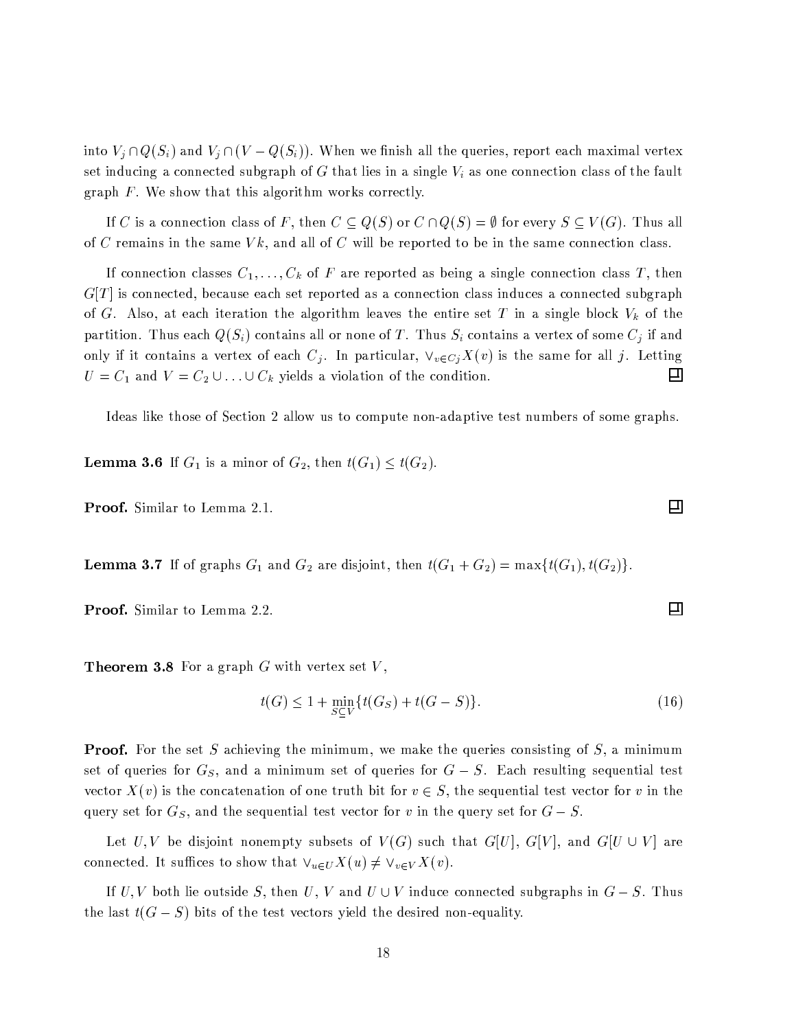into $V_j \cap Q(S_i)$ and $V_j \cap (V - Q(S_i))$. When we finish all the queries, report each maximal vertex set inducing a connected subgraph of $G$ that lies in a single $V_i$ as one connection class of the fault graph $F$. We show that this algorithm works correctly.

If $C$ is a connection class of $F$, then $C \subseteq Q(S)$ or $C \cap Q(S) = \emptyset$ for every $S \subseteq V(G)$. Thus all of $C$ remains in the same $Vk$, and all of $C$ will be reported to be in the same connection class.

If connection classes $C_1, \ldots, C_k$ of $F$ are reported as being a single connection class $T$, then $G[T]$ is connected, because each set reported as a connection class induces a connected subgraph of $G$. Also, at each iteration the algorithm leaves the entire set $T$ in a single block $V_k$ of the partition. Thus each $Q(S_i)$ contains all or none of $T$. Thus $S_i$ contains a vertex of some $C_j$ if and only if it contains a vertex of each $C_j$. In particular, $\vee_{v \in C_j} X(v)$ is the same for all $j$. Letting $U = C_1$ and $V = C_2 \cup \ldots \cup C_k$ yields a violation of the condition. □

Ideas like those of Section 2 allow us to compute non-adaptive test numbers of some graphs.

**Lemma 3.6** If $G_1$ is a minor of $G_2$, then $t(G_1) \leq t(G_2)$.

**Proof.** Similar to Lemma 2.1. □

**Lemma 3.7** If of graphs $G_1$ and $G_2$ are disjoint, then $t(G_1 + G_2) = \max\{t(G_1), t(G_2)\}$.

**Proof.** Similar to Lemma 2.2. □

**Theorem 3.8** For a graph $G$ with vertex set $V$,

$$t(G) \leq 1 + \min_{S \subseteq V}\{t(G_S) + t(G - S)\}. \tag{16}$$

**Proof.** For the set $S$ achieving the minimum, we make the queries consisting of $S$, a minimum set of queries for $G_S$, and a minimum set of queries for $G - S$. Each resulting sequential test vector $X(v)$ is the concatenation of one truth bit for $v \in S$, the sequential test vector for $v$ in the query set for $G_S$, and the sequential test vector for $v$ in the query set for $G - S$.

Let $U, V$ be disjoint nonempty subsets of $V(G)$ such that $G[U]$, $G[V]$, and $G[U \cup V]$ are connected. It suffices to show that $\vee_{u \in U} X(u) \neq \vee_{v \in V} X(v)$.

If $U, V$ both lie outside $S$, then $U$, $V$ and $U \cup V$ induce connected subgraphs in $G - S$. Thus the last $t(G - S)$ bits of the test vectors yield the desired non-equality.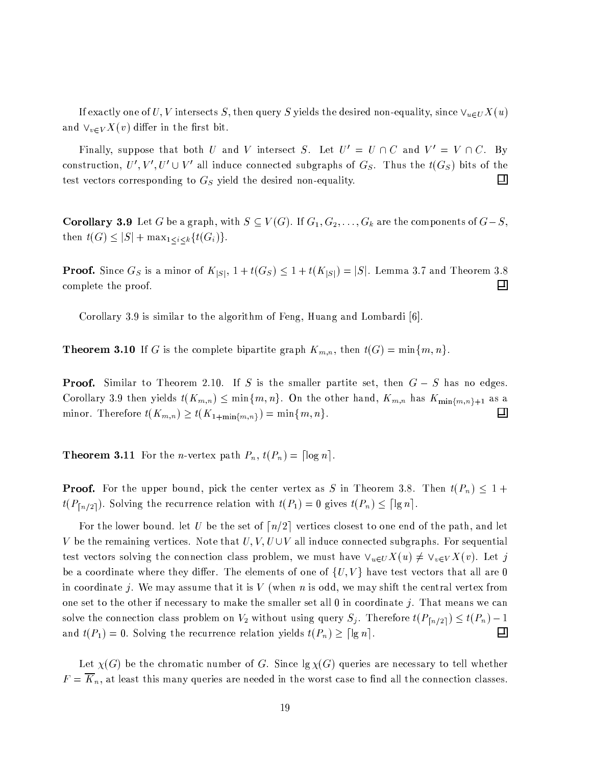If exactly one of $U, V$ intersects $S$, then query $S$ yields the desired non-equality, since $\vee_{u \in U} X(u)$ and $\vee_{v \in V} X(v)$ differ in the first bit.

Finally, suppose that both $U$ and $V$ intersect $S$. Let $U' = U \cap C$ and $V' = V \cap C$. By construction, $U', V', U' \cup V'$ all induce connected subgraphs of $G_S$. Thus the $t(G_S)$ bits of the test vectors corresponding to $G_S$ yield the desired non-equality. $\square$

**Corollary 3.9** Let $G$ be a graph, with $S \subseteq V(G)$. If $G_1, G_2, \ldots, G_k$ are the components of $G - S$, then $t(G) \leq |S| + \max_{1 \leq i \leq k}\{t(G_i)\}$.

**Proof.** Since $G_S$ is a minor of $K_{|S|}$, $1 + t(G_S) \leq 1 + t(K_{|S|}) = |S|$. Lemma 3.7 and Theorem 3.8 complete the proof. $\square$

Corollary 3.9 is similar to the algorithm of Feng, Huang and Lombardi [6].

**Theorem 3.10** If $G$ is the complete bipartite graph $K_{m,n}$, then $t(G) = \min\{m, n\}$.

**Proof.** Similar to Theorem 2.10. If $S$ is the smaller partite set, then $G - S$ has no edges. Corollary 3.9 then yields $t(K_{m,n}) \leq \min\{m, n\}$. On the other hand, $K_{m,n}$ has $K_{\min\{m,n\}+1}$ as a minor. Therefore $t(K_{m,n}) \geq t(K_{1+\min\{m,n\}}) = \min\{m, n\}$. $\square$

**Theorem 3.11** For the $n$-vertex path $P_n$, $t(P_n) = \lceil \log n \rceil$.

**Proof.** For the upper bound, pick the center vertex as $S$ in Theorem 3.8. Then $t(P_n) \leq 1 + t(P_{\lceil n/2 \rceil})$. Solving the recurrence relation with $t(P_1) = 0$ gives $t(P_n) \leq \lceil \lg n \rceil$.

For the lower bound. let $U$ be the set of $\lceil n/2 \rceil$ vertices closest to one end of the path, and let $V$ be the remaining vertices. Note that $U, V, U \cup V$ all induce connected subgraphs. For sequential test vectors solving the connection class problem, we must have $\vee_{u \in U} X(u) \neq \vee_{v \in V} X(v)$. Let $j$ be a coordinate where they differ. The elements of one of $\{U, V\}$ have test vectors that all are 0 in coordinate $j$. We may assume that it is $V$ (when $n$ is odd, we may shift the central vertex from one set to the other if necessary to make the smaller set all 0 in coordinate $j$. That means we can solve the connection class problem on $V_2$ without using query $S_j$. Therefore $t(P_{\lceil n/2 \rceil}) \leq t(P_n) - 1$ and $t(P_1) = 0$. Solving the recurrence relation yields $t(P_n) \geq \lceil \lg n \rceil$. $\square$

Let $\chi(G)$ be the chromatic number of $G$. Since $\lg \chi(G)$ queries are necessary to tell whether $F = \overline{K}_n$, at least this many queries are needed in the worst case to find all the connection classes.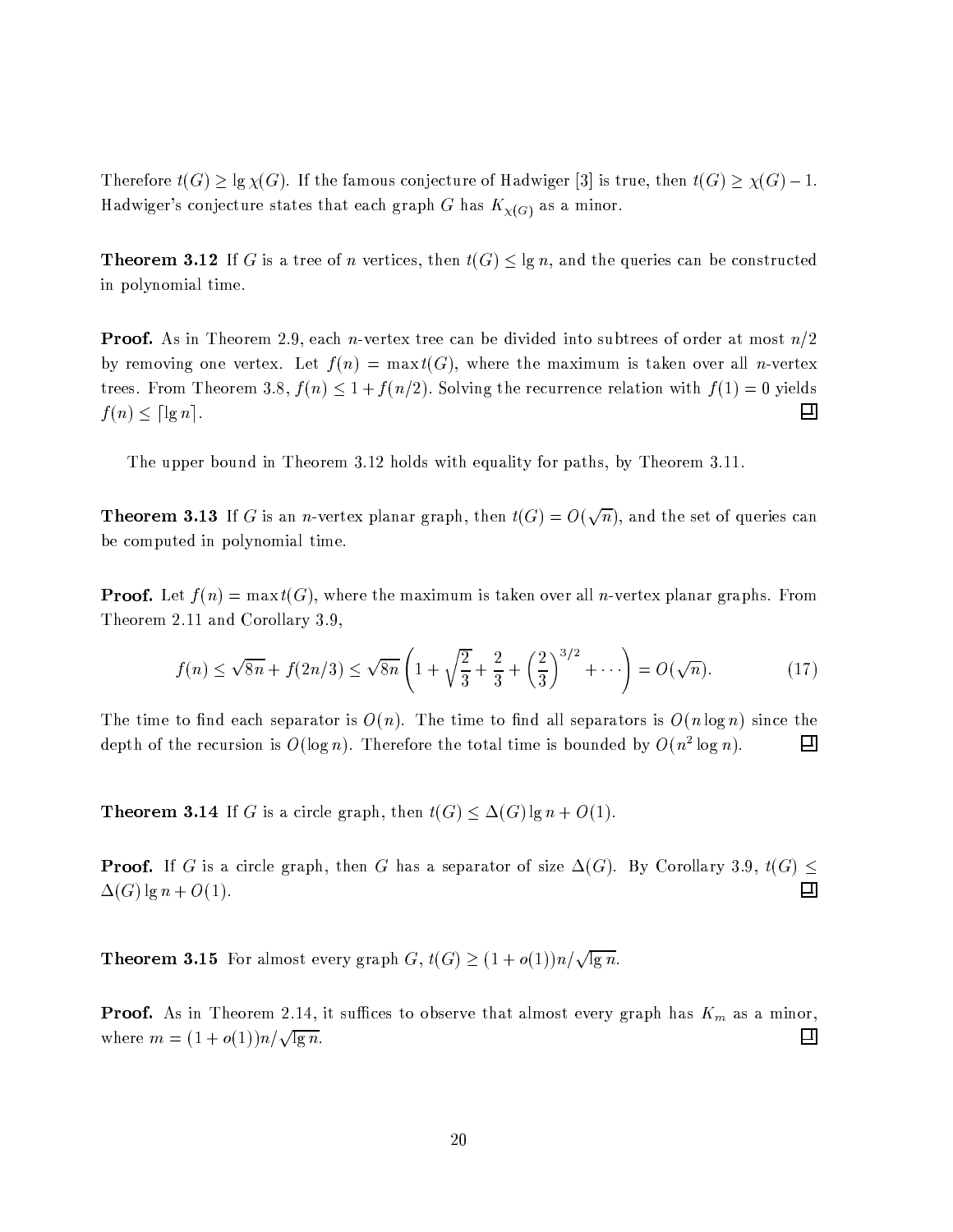Therefore $t(G) \geq \lg \chi(G)$. If the famous conjecture of Hadwiger [3] is true, then $t(G) \geq \chi(G) - 1$. Hadwiger's conjecture states that each graph $G$ has $K_{\chi(G)}$ as a minor.

**Theorem 3.12** If $G$ is a tree of $n$ vertices, then $t(G) \leq \lg n$, and the queries can be constructed in polynomial time.

**Proof.** As in Theorem 2.9, each $n$-vertex tree can be divided into subtrees of order at most $n/2$ by removing one vertex. Let $f(n) = \max t(G)$, where the maximum is taken over all $n$-vertex trees. From Theorem 3.8, $f(n) \leq 1 + f(n/2)$. Solving the recurrence relation with $f(1) = 0$ yields $f(n) \leq \lceil \lg n \rceil$. ◻

The upper bound in Theorem 3.12 holds with equality for paths, by Theorem 3.11.

**Theorem 3.13** If $G$ is an $n$-vertex planar graph, then $t(G) = O(\sqrt{n})$, and the set of queries can be computed in polynomial time.

**Proof.** Let $f(n) = \max t(G)$, where the maximum is taken over all $n$-vertex planar graphs. From Theorem 2.11 and Corollary 3.9,

$$f(n) \leq \sqrt{8n} + f(2n/3) \leq \sqrt{8n}\left(1 + \sqrt{\frac{2}{3}} + \frac{2}{3} + \left(\frac{2}{3}\right)^{3/2} + \cdots\right) = O(\sqrt{n}). \tag{17}$$

The time to find each separator is $O(n)$. The time to find all separators is $O(n \log n)$ since the depth of the recursion is $O(\log n)$. Therefore the total time is bounded by $O(n^2 \log n)$. ◻

**Theorem 3.14** If $G$ is a circle graph, then $t(G) \leq \Delta(G) \lg n + O(1)$.

**Proof.** If $G$ is a circle graph, then $G$ has a separator of size $\Delta(G)$. By Corollary 3.9, $t(G) \leq \Delta(G) \lg n + O(1)$. ◻

**Theorem 3.15** For almost every graph $G$, $t(G) \geq (1 + o(1))n/\sqrt{\lg n}$.

**Proof.** As in Theorem 2.14, it suffices to observe that almost every graph has $K_m$ as a minor, where $m = (1 + o(1))n/\sqrt{\lg n}$. ◻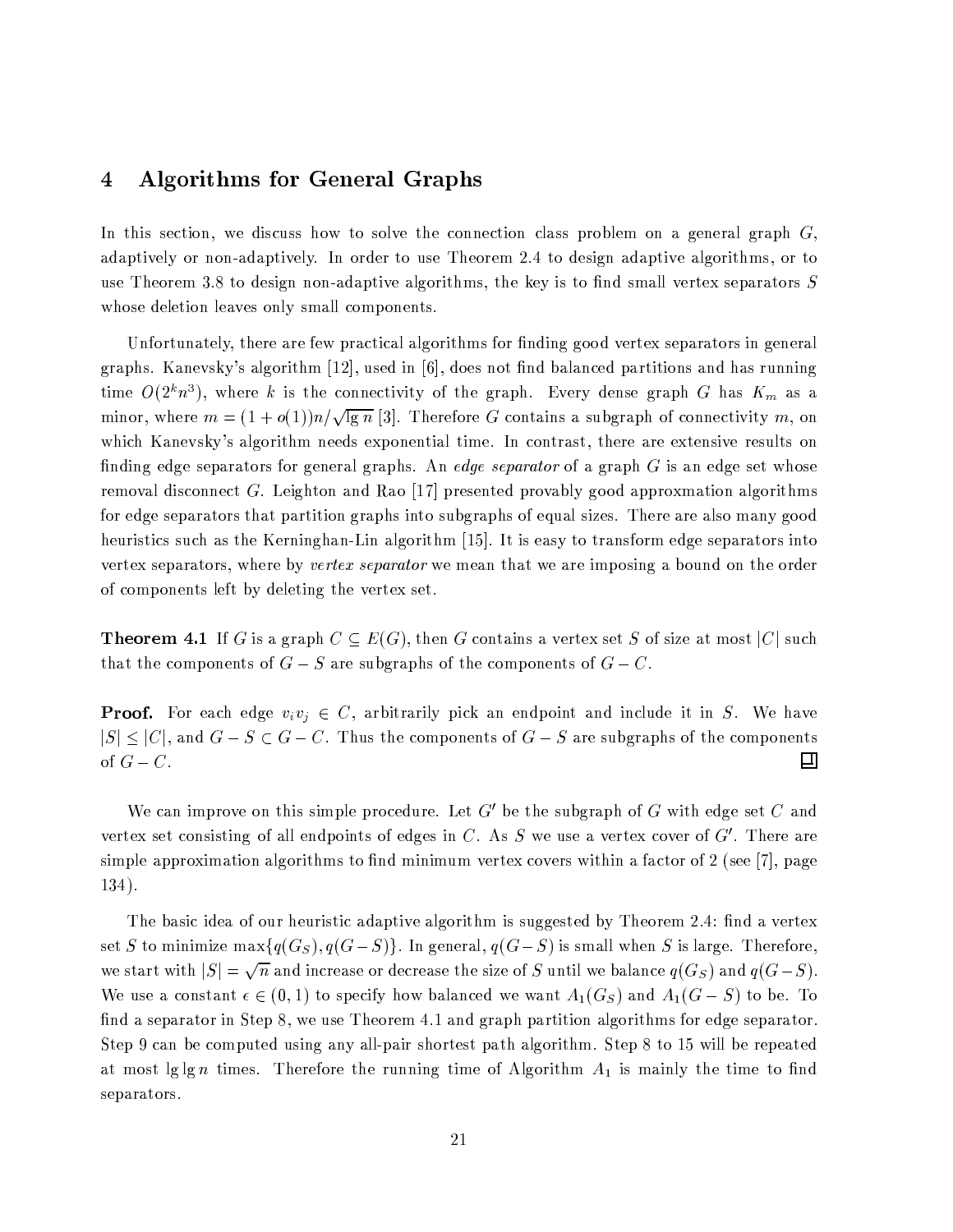# 4 Algorithms for General Graphs

In this section, we discuss how to solve the connection class problem on a general graph $G$, adaptively or non-adaptively. In order to use Theorem 2.4 to design adaptive algorithms, or to use Theorem 3.8 to design non-adaptive algorithms, the key is to find small vertex separators $S$ whose deletion leaves only small components.

Unfortunately, there are few practical algorithms for finding good vertex separators in general graphs. Kanevsky's algorithm [12], used in [6], does not find balanced partitions and has running time $O(2^k n^3)$, where $k$ is the connectivity of the graph. Every dense graph $G$ has $K_m$ as a minor, where $m = (1 + o(1))n/\sqrt{\lg n}$ [3]. Therefore $G$ contains a subgraph of connectivity $m$, on which Kanevsky's algorithm needs exponential time. In contrast, there are extensive results on finding edge separators for general graphs. An *edge separator* of a graph $G$ is an edge set whose removal disconnect $G$. Leighton and Rao [17] presented provably good approxmation algorithms for edge separators that partition graphs into subgraphs of equal sizes. There are also many good heuristics such as the Kerninghan-Lin algorithm [15]. It is easy to transform edge separators into vertex separators, where by *vertex separator* we mean that we are imposing a bound on the order of components left by deleting the vertex set.

**Theorem 4.1** If $G$ is a graph $C \subseteq E(G)$, then $G$ contains a vertex set $S$ of size at most $|C|$ such that the components of $G - S$ are subgraphs of the components of $G - C$.

**Proof.** For each edge $v_i v_j \in C$, arbitrarily pick an endpoint and include it in $S$. We have $|S| \leq |C|$, and $G - S \subset G - C$. Thus the components of $G - S$ are subgraphs of the components of $G - C$. □

We can improve on this simple procedure. Let $G'$ be the subgraph of $G$ with edge set $C$ and vertex set consisting of all endpoints of edges in $C$. As $S$ we use a vertex cover of $G'$. There are simple approximation algorithms to find minimum vertex covers within a factor of 2 (see [7], page 134).

The basic idea of our heuristic adaptive algorithm is suggested by Theorem 2.4: find a vertex set $S$ to minimize $\max\{q(G_S), q(G - S)\}$. In general, $q(G - S)$ is small when $S$ is large. Therefore, we start with $|S| = \sqrt{n}$ and increase or decrease the size of $S$ until we balance $q(G_S)$ and $q(G - S)$. We use a constant $\epsilon \in (0, 1)$ to specify how balanced we want $A_1(G_S)$ and $A_1(G - S)$ to be. To find a separator in Step 8, we use Theorem 4.1 and graph partition algorithms for edge separator. Step 9 can be computed using any all-pair shortest path algorithm. Step 8 to 15 will be repeated at most $\lg \lg n$ times. Therefore the running time of Algorithm $A_1$ is mainly the time to find separators.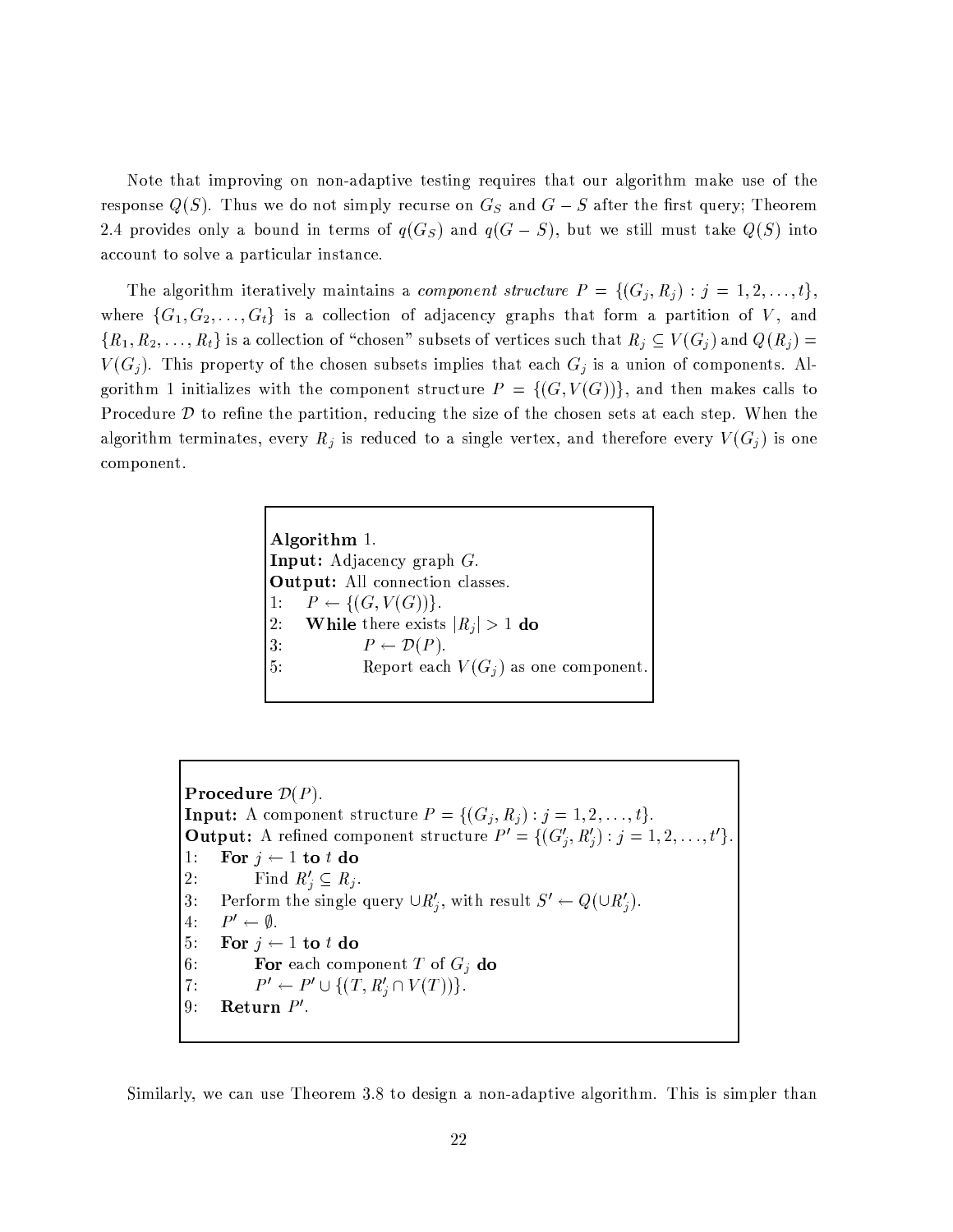Note that improving on non-adaptive testing requires that our algorithm make use of the response $Q(S)$. Thus we do not simply recurse on $G_S$ and $G - S$ after the first query; Theorem 2.4 provides only a bound in terms of $q(G_S)$ and $q(G - S)$, but we still must take $Q(S)$ into account to solve a particular instance.

The algorithm iteratively maintains a *component structure* $P = \{(G_j, R_j) : j = 1, 2, \ldots, t\}$, where $\{G_1, G_2, \ldots, G_t\}$ is a collection of adjacency graphs that form a partition of $V$, and $\{R_1, R_2, \ldots, R_t\}$ is a collection of "chosen" subsets of vertices such that $R_j \subseteq V(G_j)$ and $Q(R_j) = V(G_j)$. This property of the chosen subsets implies that each $G_j$ is a union of components. Algorithm 1 initializes with the component structure $P = \{(G, V(G))\}$, and then makes calls to Procedure $\mathcal{D}$ to refine the partition, reducing the size of the chosen sets at each step. When the algorithm terminates, every $R_j$ is reduced to a single vertex, and therefore every $V(G_j)$ is one component.

**Algorithm** 1.
**Input:** Adjacency graph $G$.
**Output:** All connection classes.
1: $P \leftarrow \{(G, V(G))\}$.
2: **While** there exists $|R_j| > 1$ **do**
3: $\quad P \leftarrow \mathcal{D}(P)$.
5: $\quad$ Report each $V(G_j)$ as one component.

**Procedure** $\mathcal{D}(P)$.
**Input:** A component structure $P = \{(G_j, R_j) : j = 1, 2, \ldots, t\}$.
**Output:** A refined component structure $P' = \{(G'_j, R'_j) : j = 1, 2, \ldots, t'\}$.
1: **For** $j \leftarrow 1$ **to** $t$ **do**
2: $\quad$ Find $R'_j \subseteq R_j$.
3: Perform the single query $\cup R'_j$, with result $S' \leftarrow Q(\cup R'_j)$.
4: $P' \leftarrow \emptyset$.
5: **For** $j \leftarrow 1$ **to** $t$ **do**
6: $\quad$ **For** each component $T$ of $G_j$ **do**
7: $\quad$ $P' \leftarrow P' \cup \{(T, R'_j \cap V(T))\}$.
9: **Return** $P'$.

Similarly, we can use Theorem 3.8 to design a non-adaptive algorithm. This is simpler than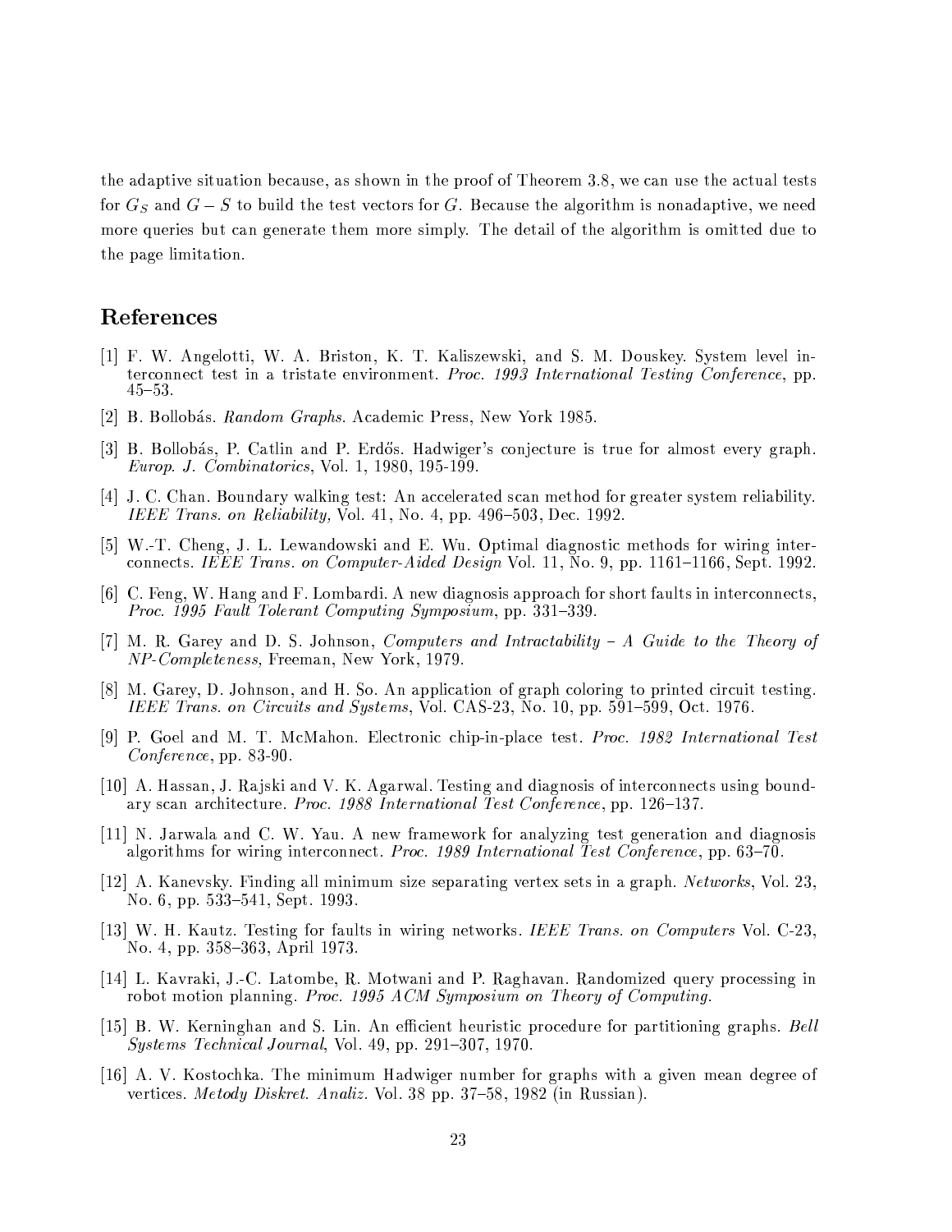the adaptive situation because, as shown in the proof of Theorem 3.8, we can use the actual tests for $G_S$ and $G - S$ to build the test vectors for $G$. Because the algorithm is nonadaptive, we need more queries but can generate them more simply. The detail of the algorithm is omitted due to the page limitation.

## References

[1] F. W. Angelotti, W. A. Briston, K. T. Kaliszewski, and S. M. Douskey. System level interconnect test in a tristate environment. *Proc. 1993 International Testing Conference*, pp. 45–53.

[2] B. Bollobás. *Random Graphs*. Academic Press, New York 1985.

[3] B. Bollobás, P. Catlin and P. Erdős. Hadwiger's conjecture is true for almost every graph. *Europ. J. Combinatorics*, Vol. 1, 1980, 195-199.

[4] J. C. Chan. Boundary walking test: An accelerated scan method for greater system reliability. *IEEE Trans. on Reliability,* Vol. 41, No. 4, pp. 496–503, Dec. 1992.

[5] W.-T. Cheng, J. L. Lewandowski and E. Wu. Optimal diagnostic methods for wiring interconnects. *IEEE Trans. on Computer-Aided Design* Vol. 11, No. 9, pp. 1161–1166, Sept. 1992.

[6] C. Feng, W. Hang and F. Lombardi. A new diagnosis approach for short faults in interconnects, *Proc. 1995 Fault Tolerant Computing Symposium*, pp. 331–339.

[7] M. R. Garey and D. S. Johnson, *Computers and Intractability – A Guide to the Theory of NP-Completeness,* Freeman, New York, 1979.

[8] M. Garey, D. Johnson, and H. So. An application of graph coloring to printed circuit testing. *IEEE Trans. on Circuits and Systems*, Vol. CAS-23, No. 10, pp. 591–599, Oct. 1976.

[9] P. Goel and M. T. McMahon. Electronic chip-in-place test. *Proc. 1982 International Test Conference*, pp. 83-90.

[10] A. Hassan, J. Rajski and V. K. Agarwal. Testing and diagnosis of interconnects using boundary scan architecture. *Proc. 1988 International Test Conference*, pp. 126–137.

[11] N. Jarwala and C. W. Yau. A new framework for analyzing test generation and diagnosis algorithms for wiring interconnect. *Proc. 1989 International Test Conference*, pp. 63–70.

[12] A. Kanevsky. Finding all minimum size separating vertex sets in a graph. *Networks*, Vol. 23, No. 6, pp. 533–541, Sept. 1993.

[13] W. H. Kautz. Testing for faults in wiring networks. *IEEE Trans. on Computers* Vol. C-23, No. 4, pp. 358–363, April 1973.

[14] L. Kavraki, J.-C. Latombe, R. Motwani and P. Raghavan. Randomized query processing in robot motion planning. *Proc. 1995 ACM Symposium on Theory of Computing.*

[15] B. W. Kerninghan and S. Lin. An efficient heuristic procedure for partitioning graphs. *Bell Systems Technical Journal*, Vol. 49, pp. 291–307, 1970.

[16] A. V. Kostochka. The minimum Hadwiger number for graphs with a given mean degree of vertices. *Metody Diskret. Analiz.* Vol. 38 pp. 37–58, 1982 (in Russian).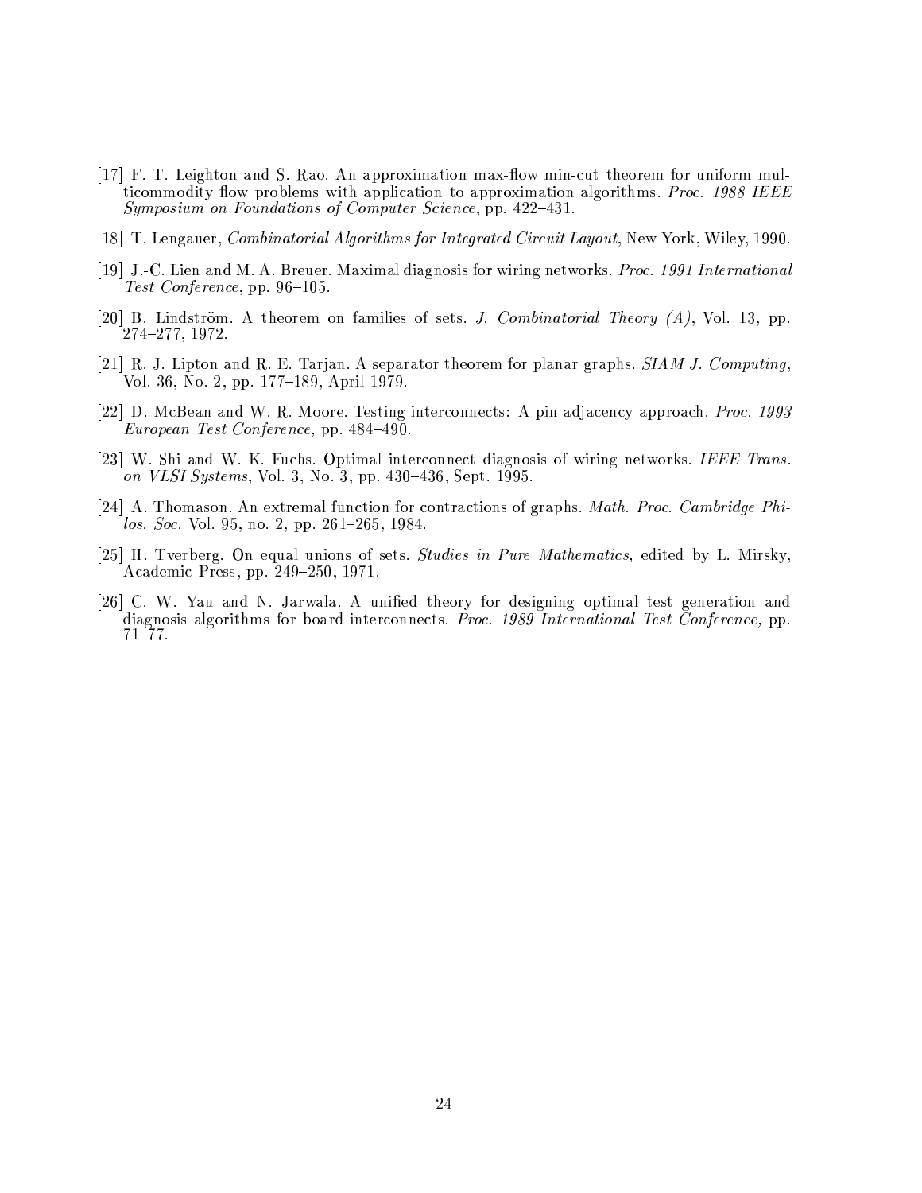[17] F. T. Leighton and S. Rao. An approximation max-flow min-cut theorem for uniform multicommodity flow problems with application to approximation algorithms. *Proc. 1988 IEEE Symposium on Foundations of Computer Science*, pp. 422–431.

[18] T. Lengauer, *Combinatorial Algorithms for Integrated Circuit Layout*, New York, Wiley, 1990.

[19] J.-C. Lien and M. A. Breuer. Maximal diagnosis for wiring networks. *Proc. 1991 International Test Conference*, pp. 96–105.

[20] B. Lindström. A theorem on families of sets. *J. Combinatorial Theory (A)*, Vol. 13, pp. 274–277, 1972.

[21] R. J. Lipton and R. E. Tarjan. A separator theorem for planar graphs. *SIAM J. Computing*, Vol. 36, No. 2, pp. 177–189, April 1979.

[22] D. McBean and W. R. Moore. Testing interconnects: A pin adjacency approach. *Proc. 1993 European Test Conference,* pp. 484–490.

[23] W. Shi and W. K. Fuchs. Optimal interconnect diagnosis of wiring networks. *IEEE Trans. on VLSI Systems*, Vol. 3, No. 3, pp. 430–436, Sept. 1995.

[24] A. Thomason. An extremal function for contractions of graphs. *Math. Proc. Cambridge Philos. Soc.* Vol. 95, no. 2, pp. 261–265, 1984.

[25] H. Tverberg. On equal unions of sets. *Studies in Pure Mathematics,* edited by L. Mirsky, Academic Press, pp. 249–250, 1971.

[26] C. W. Yau and N. Jarwala. A unified theory for designing optimal test generation and diagnosis algorithms for board interconnects. *Proc. 1989 International Test Conference,* pp. 71–77.